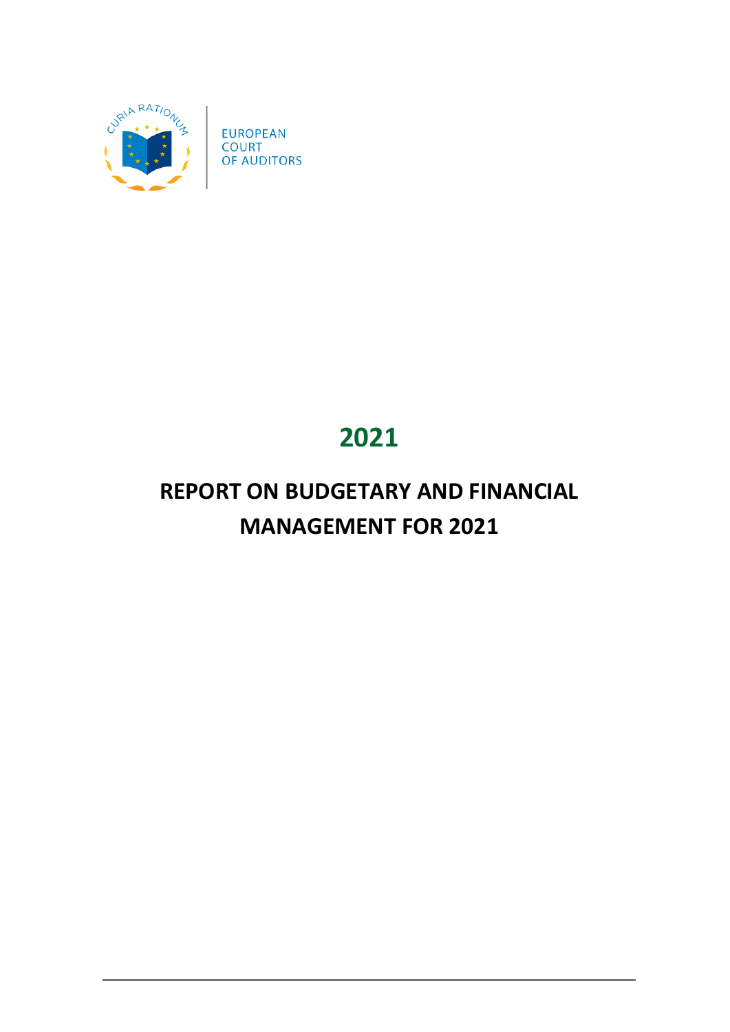EUROPEAN COURT OF AUDITORS

# 2021

# REPORT ON BUDGETARY AND FINANCIAL MANAGEMENT FOR 2021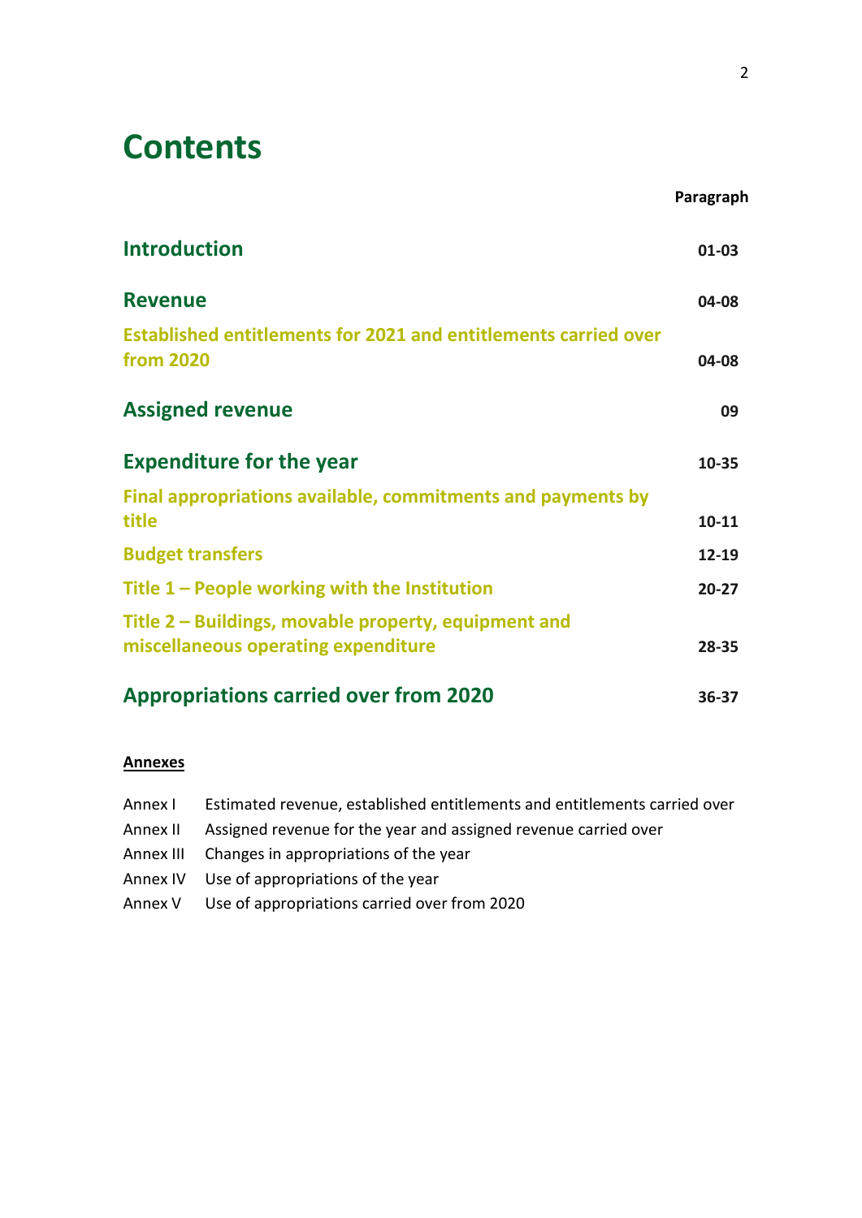# Contents

| | Paragraph |
|---|---|
| **Introduction** | **01-03** |
| **Revenue** | **04-08** |
| **Established entitlements for 2021 and entitlements carried over from 2020** | **04-08** |
| **Assigned revenue** | **09** |
| **Expenditure for the year** | **10-35** |
| **Final appropriations available, commitments and payments by title** | **10-11** |
| **Budget transfers** | **12-19** |
| **Title 1 – People working with the Institution** | **20-27** |
| **Title 2 – Buildings, movable property, equipment and miscellaneous operating expenditure** | **28-35** |
| **Appropriations carried over from 2020** | **36-37** |

**Annexes**

| | |
|---|---|
| Annex I | Estimated revenue, established entitlements and entitlements carried over |
| Annex II | Assigned revenue for the year and assigned revenue carried over |
| Annex III | Changes in appropriations of the year |
| Annex IV | Use of appropriations of the year |
| Annex V | Use of appropriations carried over from 2020 |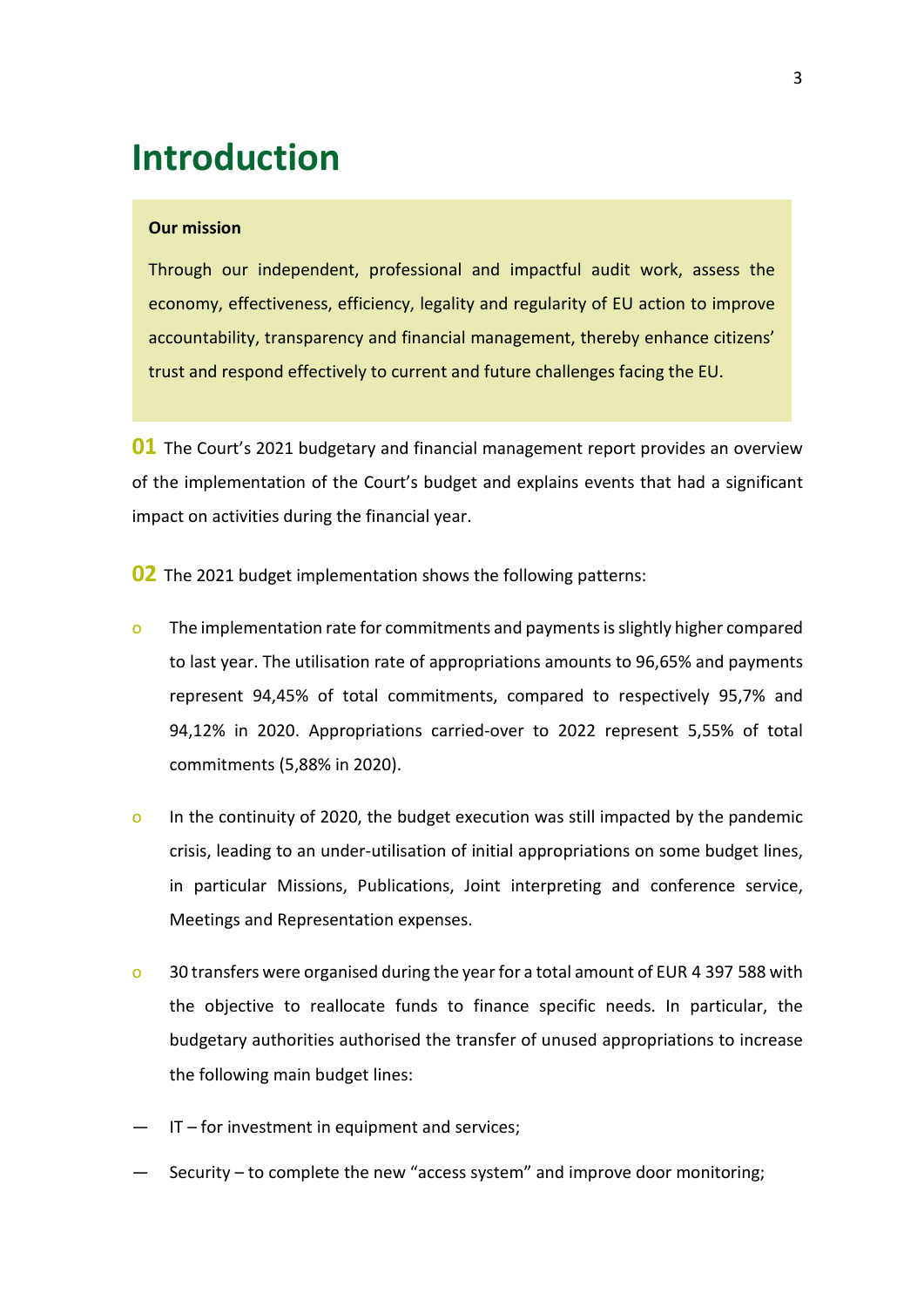# Introduction

**Our mission**

Through our independent, professional and impactful audit work, assess the economy, effectiveness, efficiency, legality and regularity of EU action to improve accountability, transparency and financial management, thereby enhance citizens' trust and respond effectively to current and future challenges facing the EU.

**01** The Court's 2021 budgetary and financial management report provides an overview of the implementation of the Court's budget and explains events that had a significant impact on activities during the financial year.

**02** The 2021 budget implementation shows the following patterns:

- The implementation rate for commitments and payments is slightly higher compared to last year. The utilisation rate of appropriations amounts to 96,65% and payments represent 94,45% of total commitments, compared to respectively 95,7% and 94,12% in 2020. Appropriations carried-over to 2022 represent 5,55% of total commitments (5,88% in 2020).
- In the continuity of 2020, the budget execution was still impacted by the pandemic crisis, leading to an under-utilisation of initial appropriations on some budget lines, in particular Missions, Publications, Joint interpreting and conference service, Meetings and Representation expenses.
- 30 transfers were organised during the year for a total amount of EUR 4 397 588 with the objective to reallocate funds to finance specific needs. In particular, the budgetary authorities authorised the transfer of unused appropriations to increase the following main budget lines:

— IT – for investment in equipment and services;

— Security – to complete the new "access system" and improve door monitoring;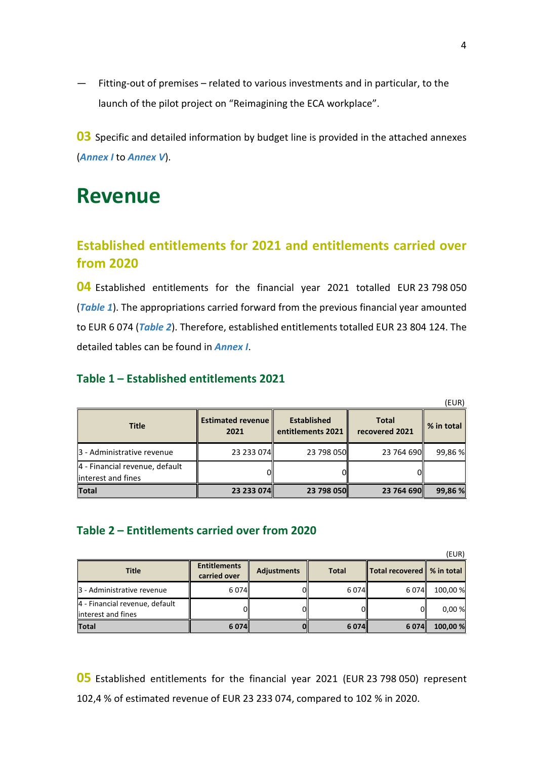— Fitting-out of premises – related to various investments and in particular, to the launch of the pilot project on "Reimagining the ECA workplace".

**03** Specific and detailed information by budget line is provided in the attached annexes (***Annex I*** to ***Annex V***).

# Revenue

## Established entitlements for 2021 and entitlements carried over from 2020

**04** Established entitlements for the financial year 2021 totalled EUR 23 798 050 (***Table 1***). The appropriations carried forward from the previous financial year amounted to EUR 6 074 (***Table 2***). Therefore, established entitlements totalled EUR 23 804 124. The detailed tables can be found in ***Annex I***.

### Table 1 – Established entitlements 2021

(EUR)

| Title | Estimated revenue 2021 | Established entitlements 2021 | Total recovered 2021 | % in total |
|---|---|---|---|---|
| 3 - Administrative revenue | 23 233 074 | 23 798 050 | 23 764 690 | 99,86 % |
| 4 - Financial revenue, default interest and fines | 0 | 0 | 0 | |
| **Total** | **23 233 074** | **23 798 050** | **23 764 690** | **99,86 %** |

### Table 2 – Entitlements carried over from 2020

(EUR)

| Title | Entitlements carried over | Adjustments | Total | Total recovered | % in total |
|---|---|---|---|---|---|
| 3 - Administrative revenue | 6 074 | 0 | 6 074 | 6 074 | 100,00 % |
| 4 - Financial revenue, default interest and fines | 0 | 0 | 0 | 0 | 0,00 % |
| **Total** | **6 074** | **0** | **6 074** | **6 074** | **100,00 %** |

**05** Established entitlements for the financial year 2021 (EUR 23 798 050) represent 102,4 % of estimated revenue of EUR 23 233 074, compared to 102 % in 2020.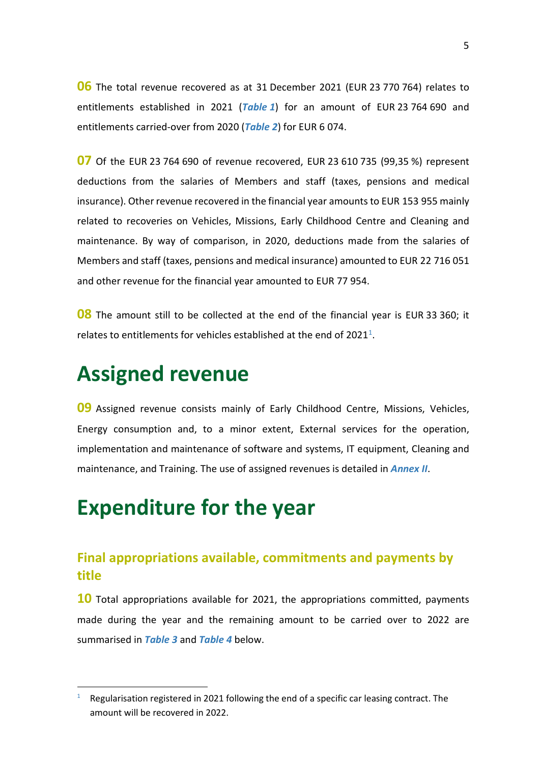**06** The total revenue recovered as at 31 December 2021 (EUR 23 770 764) relates to entitlements established in 2021 (***Table 1***) for an amount of EUR 23 764 690 and entitlements carried-over from 2020 (***Table 2***) for EUR 6 074.

**07** Of the EUR 23 764 690 of revenue recovered, EUR 23 610 735 (99,35 %) represent deductions from the salaries of Members and staff (taxes, pensions and medical insurance). Other revenue recovered in the financial year amounts to EUR 153 955 mainly related to recoveries on Vehicles, Missions, Early Childhood Centre and Cleaning and maintenance. By way of comparison, in 2020, deductions made from the salaries of Members and staff (taxes, pensions and medical insurance) amounted to EUR 22 716 051 and other revenue for the financial year amounted to EUR 77 954.

**08** The amount still to be collected at the end of the financial year is EUR 33 360; it relates to entitlements for vehicles established at the end of 2021[1].

# Assigned revenue

**09** Assigned revenue consists mainly of Early Childhood Centre, Missions, Vehicles, Energy consumption and, to a minor extent, External services for the operation, implementation and maintenance of software and systems, IT equipment, Cleaning and maintenance, and Training. The use of assigned revenues is detailed in ***Annex II***.

# Expenditure for the year

## Final appropriations available, commitments and payments by title

**10** Total appropriations available for 2021, the appropriations committed, payments made during the year and the remaining amount to be carried over to 2022 are summarised in ***Table 3*** and ***Table 4*** below.

[1] Regularisation registered in 2021 following the end of a specific car leasing contract. The amount will be recovered in 2022.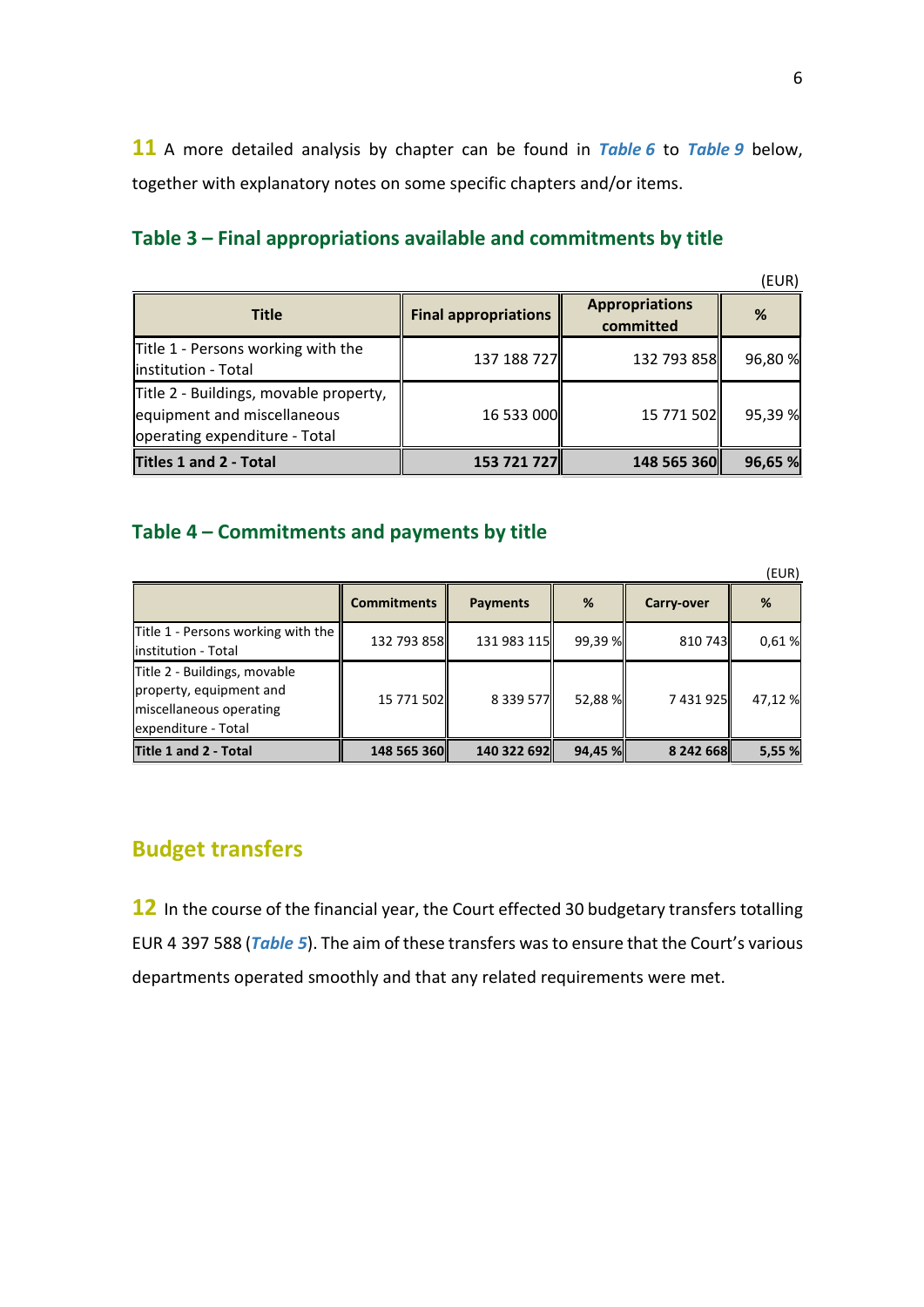**11** A more detailed analysis by chapter can be found in ***Table 6*** to ***Table 9*** below, together with explanatory notes on some specific chapters and/or items.

## Table 3 – Final appropriations available and commitments by title

(EUR)

| Title | Final appropriations | Appropriations committed | % |
|---|---|---|---|
| Title 1 - Persons working with the institution - Total | 137 188 727 | 132 793 858 | 96,80 % |
| Title 2 - Buildings, movable property, equipment and miscellaneous operating expenditure - Total | 16 533 000 | 15 771 502 | 95,39 % |
| **Titles 1 and 2 - Total** | **153 721 727** | **148 565 360** | **96,65 %** |

## Table 4 – Commitments and payments by title

(EUR)

| | Commitments | Payments | % | Carry-over | % |
|---|---|---|---|---|---|
| Title 1 - Persons working with the institution - Total | 132 793 858 | 131 983 115 | 99,39 % | 810 743 | 0,61 % |
| Title 2 - Buildings, movable property, equipment and miscellaneous operating expenditure - Total | 15 771 502 | 8 339 577 | 52,88 % | 7 431 925 | 47,12 % |
| **Title 1 and 2 - Total** | **148 565 360** | **140 322 692** | **94,45 %** | **8 242 668** | **5,55 %** |

## Budget transfers

**12** In the course of the financial year, the Court effected 30 budgetary transfers totalling EUR 4 397 588 (***Table 5***). The aim of these transfers was to ensure that the Court's various departments operated smoothly and that any related requirements were met.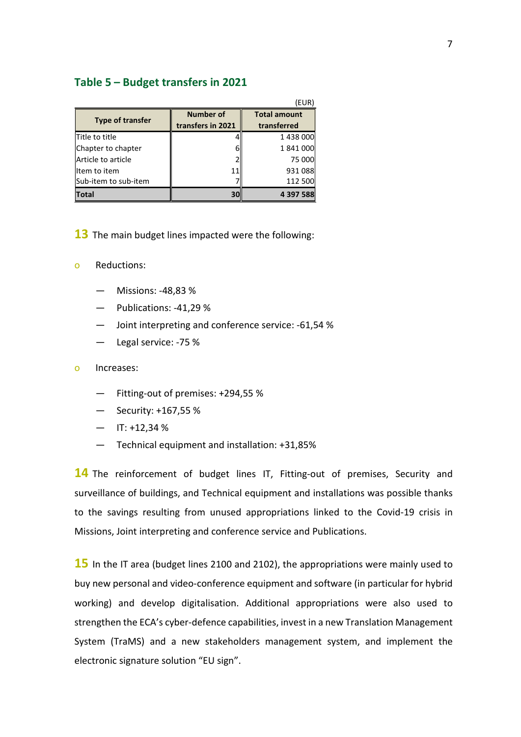### Table 5 – Budget transfers in 2021

(EUR)

| Type of transfer | Number of transfers in 2021 | Total amount transferred |
|---|---|---|
| Title to title | 4 | 1 438 000 |
| Chapter to chapter | 6 | 1 841 000 |
| Article to article | 2 | 75 000 |
| Item to item | 11 | 931 088 |
| Sub-item to sub-item | 7 | 112 500 |
| **Total** | **30** | **4 397 588** |

**13** The main budget lines impacted were the following:

- Reductions:
  - Missions: -48,83 %
  - Publications: -41,29 %
  - Joint interpreting and conference service: -61,54 %
  - Legal service: -75 %
- Increases:
  - Fitting-out of premises: +294,55 %
  - Security: +167,55 %
  - IT: +12,34 %
  - Technical equipment and installation: +31,85%

**14** The reinforcement of budget lines IT, Fitting-out of premises, Security and surveillance of buildings, and Technical equipment and installations was possible thanks to the savings resulting from unused appropriations linked to the Covid-19 crisis in Missions, Joint interpreting and conference service and Publications.

**15** In the IT area (budget lines 2100 and 2102), the appropriations were mainly used to buy new personal and video-conference equipment and software (in particular for hybrid working) and develop digitalisation. Additional appropriations were also used to strengthen the ECA's cyber-defence capabilities, invest in a new Translation Management System (TraMS) and a new stakeholders management system, and implement the electronic signature solution "EU sign".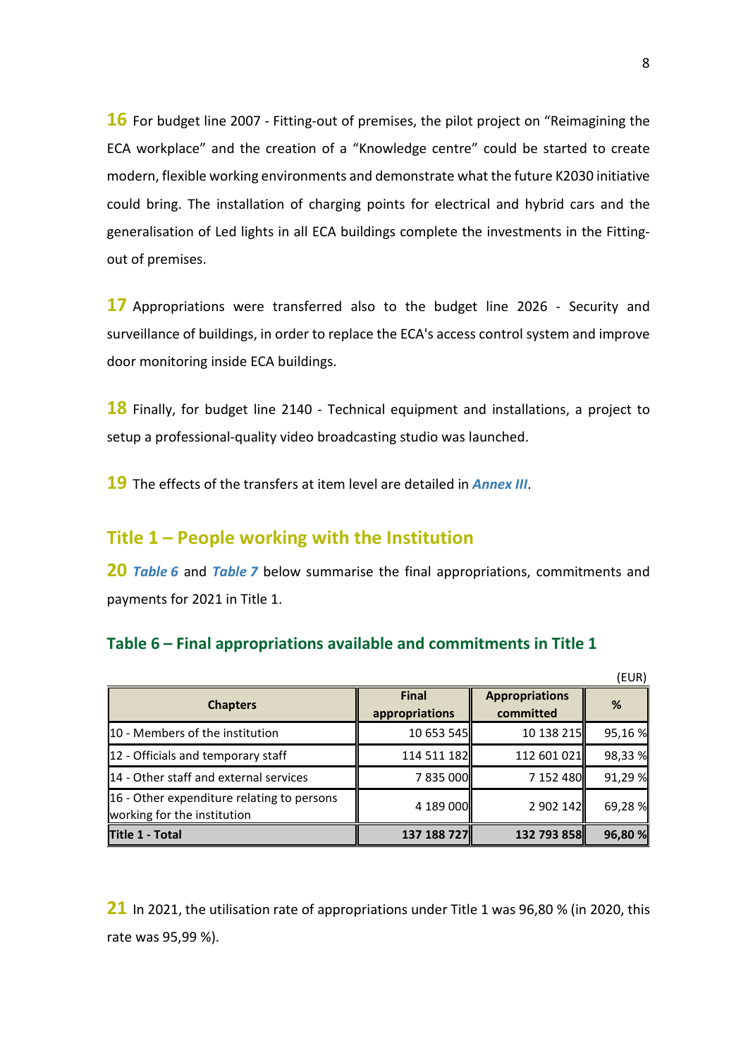**16** For budget line 2007 - Fitting-out of premises, the pilot project on "Reimagining the ECA workplace" and the creation of a "Knowledge centre" could be started to create modern, flexible working environments and demonstrate what the future K2030 initiative could bring. The installation of charging points for electrical and hybrid cars and the generalisation of Led lights in all ECA buildings complete the investments in the Fitting-out of premises.

**17** Appropriations were transferred also to the budget line 2026 - Security and surveillance of buildings, in order to replace the ECA's access control system and improve door monitoring inside ECA buildings.

**18** Finally, for budget line 2140 - Technical equipment and installations, a project to setup a professional-quality video broadcasting studio was launched.

**19** The effects of the transfers at item level are detailed in ***Annex III***.

## Title 1 – People working with the Institution

**20** ***Table 6*** and ***Table 7*** below summarise the final appropriations, commitments and payments for 2021 in Title 1.

### Table 6 – Final appropriations available and commitments in Title 1

(EUR)

| Chapters | Final appropriations | Appropriations committed | % |
|---|---|---|---|
| 10 - Members of the institution | 10 653 545 | 10 138 215 | 95,16 % |
| 12 - Officials and temporary staff | 114 511 182 | 112 601 021 | 98,33 % |
| 14 - Other staff and external services | 7 835 000 | 7 152 480 | 91,29 % |
| 16 - Other expenditure relating to persons working for the institution | 4 189 000 | 2 902 142 | 69,28 % |
| **Title 1 - Total** | **137 188 727** | **132 793 858** | **96,80 %** |

**21** In 2021, the utilisation rate of appropriations under Title 1 was 96,80 % (in 2020, this rate was 95,99 %).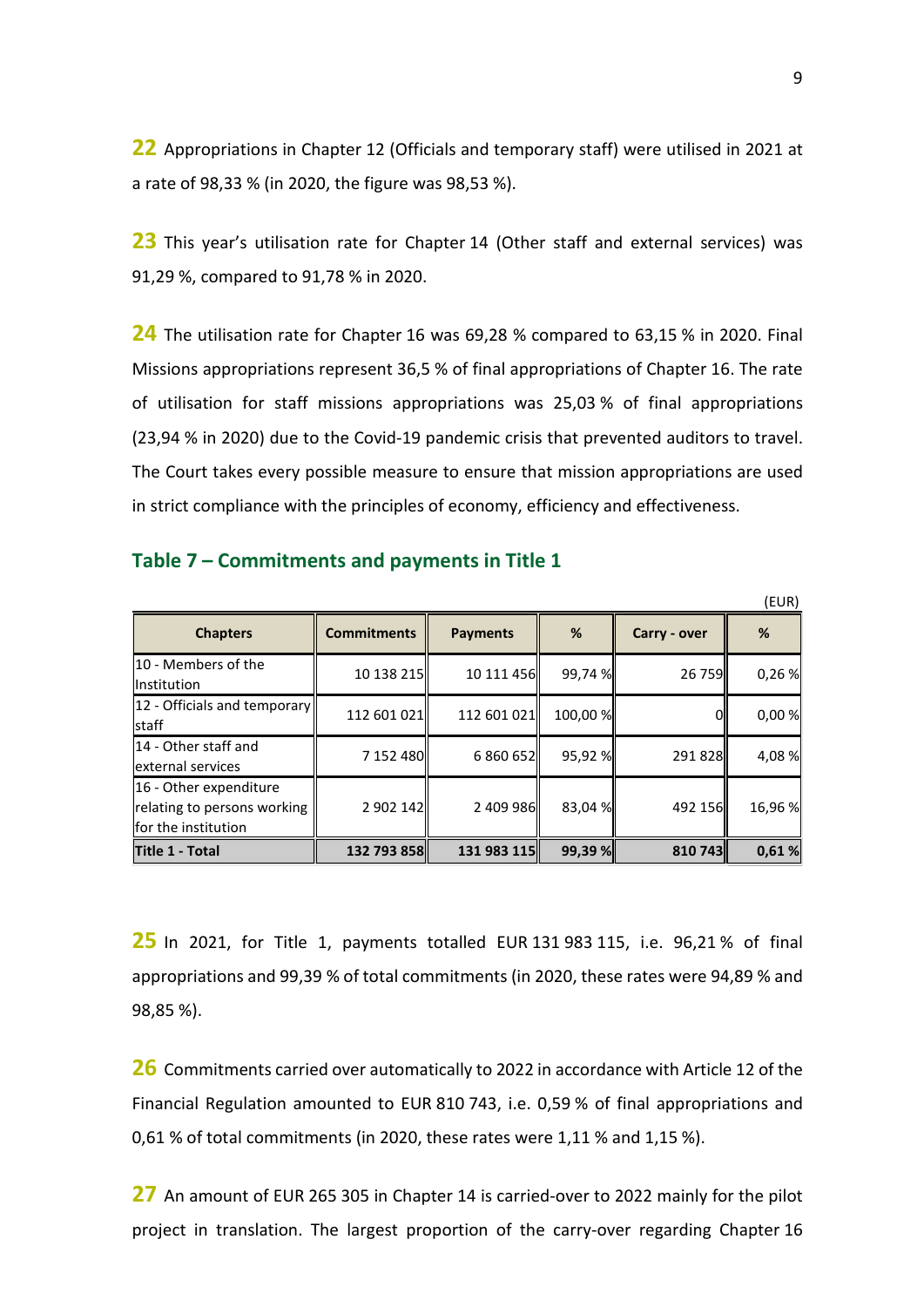**22** Appropriations in Chapter 12 (Officials and temporary staff) were utilised in 2021 at a rate of 98,33 % (in 2020, the figure was 98,53 %).

**23** This year's utilisation rate for Chapter 14 (Other staff and external services) was 91,29 %, compared to 91,78 % in 2020.

**24** The utilisation rate for Chapter 16 was 69,28 % compared to 63,15 % in 2020. Final Missions appropriations represent 36,5 % of final appropriations of Chapter 16. The rate of utilisation for staff missions appropriations was 25,03 % of final appropriations (23,94 % in 2020) due to the Covid-19 pandemic crisis that prevented auditors to travel. The Court takes every possible measure to ensure that mission appropriations are used in strict compliance with the principles of economy, efficiency and effectiveness.

## Table 7 – Commitments and payments in Title 1

(EUR)

| Chapters | Commitments | Payments | % | Carry - over | % |
|---|---|---|---|---|---|
| 10 - Members of the Institution | 10 138 215 | 10 111 456 | 99,74 % | 26 759 | 0,26 % |
| 12 - Officials and temporary staff | 112 601 021 | 112 601 021 | 100,00 % | 0 | 0,00 % |
| 14 - Other staff and external services | 7 152 480 | 6 860 652 | 95,92 % | 291 828 | 4,08 % |
| 16 - Other expenditure relating to persons working for the institution | 2 902 142 | 2 409 986 | 83,04 % | 492 156 | 16,96 % |
| **Title 1 - Total** | **132 793 858** | **131 983 115** | **99,39 %** | **810 743** | **0,61 %** |

**25** In 2021, for Title 1, payments totalled EUR 131 983 115, i.e. 96,21 % of final appropriations and 99,39 % of total commitments (in 2020, these rates were 94,89 % and 98,85 %).

**26** Commitments carried over automatically to 2022 in accordance with Article 12 of the Financial Regulation amounted to EUR 810 743, i.e. 0,59 % of final appropriations and 0,61 % of total commitments (in 2020, these rates were 1,11 % and 1,15 %).

**27** An amount of EUR 265 305 in Chapter 14 is carried-over to 2022 mainly for the pilot project in translation. The largest proportion of the carry-over regarding Chapter 16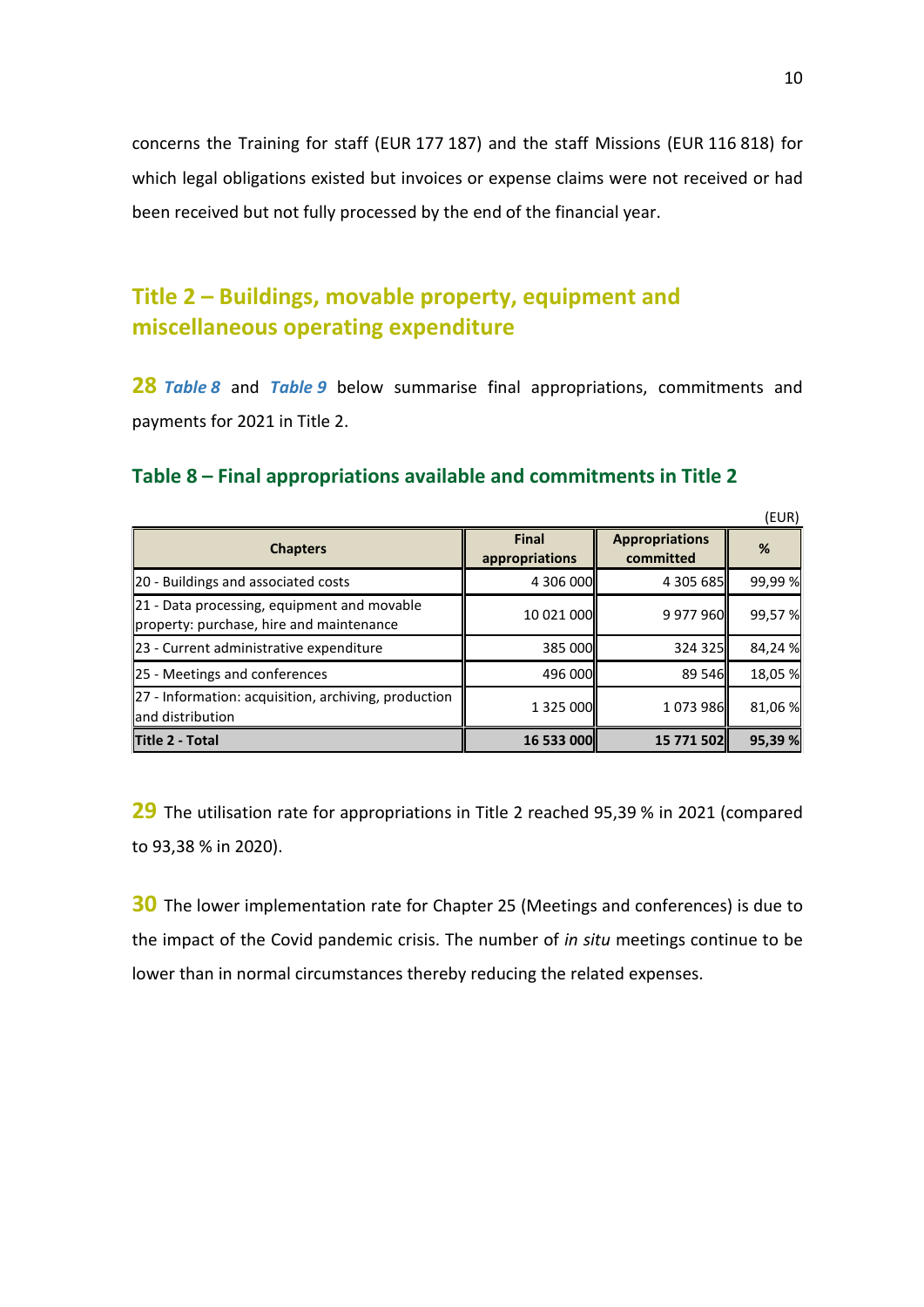concerns the Training for staff (EUR 177 187) and the staff Missions (EUR 116 818) for which legal obligations existed but invoices or expense claims were not received or had been received but not fully processed by the end of the financial year.

## Title 2 – Buildings, movable property, equipment and miscellaneous operating expenditure

**28** *Table 8* and *Table 9* below summarise final appropriations, commitments and payments for 2021 in Title 2.

### Table 8 – Final appropriations available and commitments in Title 2

(EUR)

| Chapters | Final appropriations | Appropriations committed | % |
|---|---|---|---|
| 20 - Buildings and associated costs | 4 306 000 | 4 305 685 | 99,99 % |
| 21 - Data processing, equipment and movable property: purchase, hire and maintenance | 10 021 000 | 9 977 960 | 99,57 % |
| 23 - Current administrative expenditure | 385 000 | 324 325 | 84,24 % |
| 25 - Meetings and conferences | 496 000 | 89 546 | 18,05 % |
| 27 - Information: acquisition, archiving, production and distribution | 1 325 000 | 1 073 986 | 81,06 % |
| **Title 2 - Total** | **16 533 000** | **15 771 502** | **95,39 %** |

**29** The utilisation rate for appropriations in Title 2 reached 95,39 % in 2021 (compared to 93,38 % in 2020).

**30** The lower implementation rate for Chapter 25 (Meetings and conferences) is due to the impact of the Covid pandemic crisis. The number of *in situ* meetings continue to be lower than in normal circumstances thereby reducing the related expenses.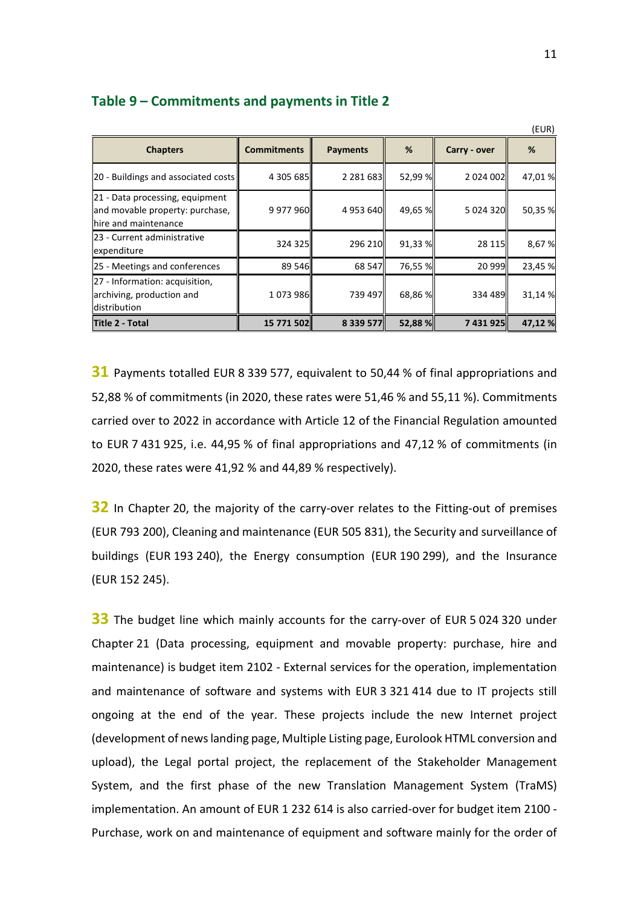### Table 9 – Commitments and payments in Title 2

(EUR)

| Chapters | Commitments | Payments | % | Carry - over | % |
|---|---|---|---|---|---|
| 20 - Buildings and associated costs | 4 305 685 | 2 281 683 | 52,99 % | 2 024 002 | 47,01 % |
| 21 - Data processing, equipment and movable property: purchase, hire and maintenance | 9 977 960 | 4 953 640 | 49,65 % | 5 024 320 | 50,35 % |
| 23 - Current administrative expenditure | 324 325 | 296 210 | 91,33 % | 28 115 | 8,67 % |
| 25 - Meetings and conferences | 89 546 | 68 547 | 76,55 % | 20 999 | 23,45 % |
| 27 - Information: acquisition, archiving, production and distribution | 1 073 986 | 739 497 | 68,86 % | 334 489 | 31,14 % |
| **Title 2 - Total** | **15 771 502** | **8 339 577** | **52,88 %** | **7 431 925** | **47,12 %** |

**31** Payments totalled EUR 8 339 577, equivalent to 50,44 % of final appropriations and 52,88 % of commitments (in 2020, these rates were 51,46 % and 55,11 %). Commitments carried over to 2022 in accordance with Article 12 of the Financial Regulation amounted to EUR 7 431 925, i.e. 44,95 % of final appropriations and 47,12 % of commitments (in 2020, these rates were 41,92 % and 44,89 % respectively).

**32** In Chapter 20, the majority of the carry-over relates to the Fitting-out of premises (EUR 793 200), Cleaning and maintenance (EUR 505 831), the Security and surveillance of buildings (EUR 193 240), the Energy consumption (EUR 190 299), and the Insurance (EUR 152 245).

**33** The budget line which mainly accounts for the carry-over of EUR 5 024 320 under Chapter 21 (Data processing, equipment and movable property: purchase, hire and maintenance) is budget item 2102 - External services for the operation, implementation and maintenance of software and systems with EUR 3 321 414 due to IT projects still ongoing at the end of the year. These projects include the new Internet project (development of news landing page, Multiple Listing page, Eurolook HTML conversion and upload), the Legal portal project, the replacement of the Stakeholder Management System, and the first phase of the new Translation Management System (TraMS) implementation. An amount of EUR 1 232 614 is also carried-over for budget item 2100 - Purchase, work on and maintenance of equipment and software mainly for the order of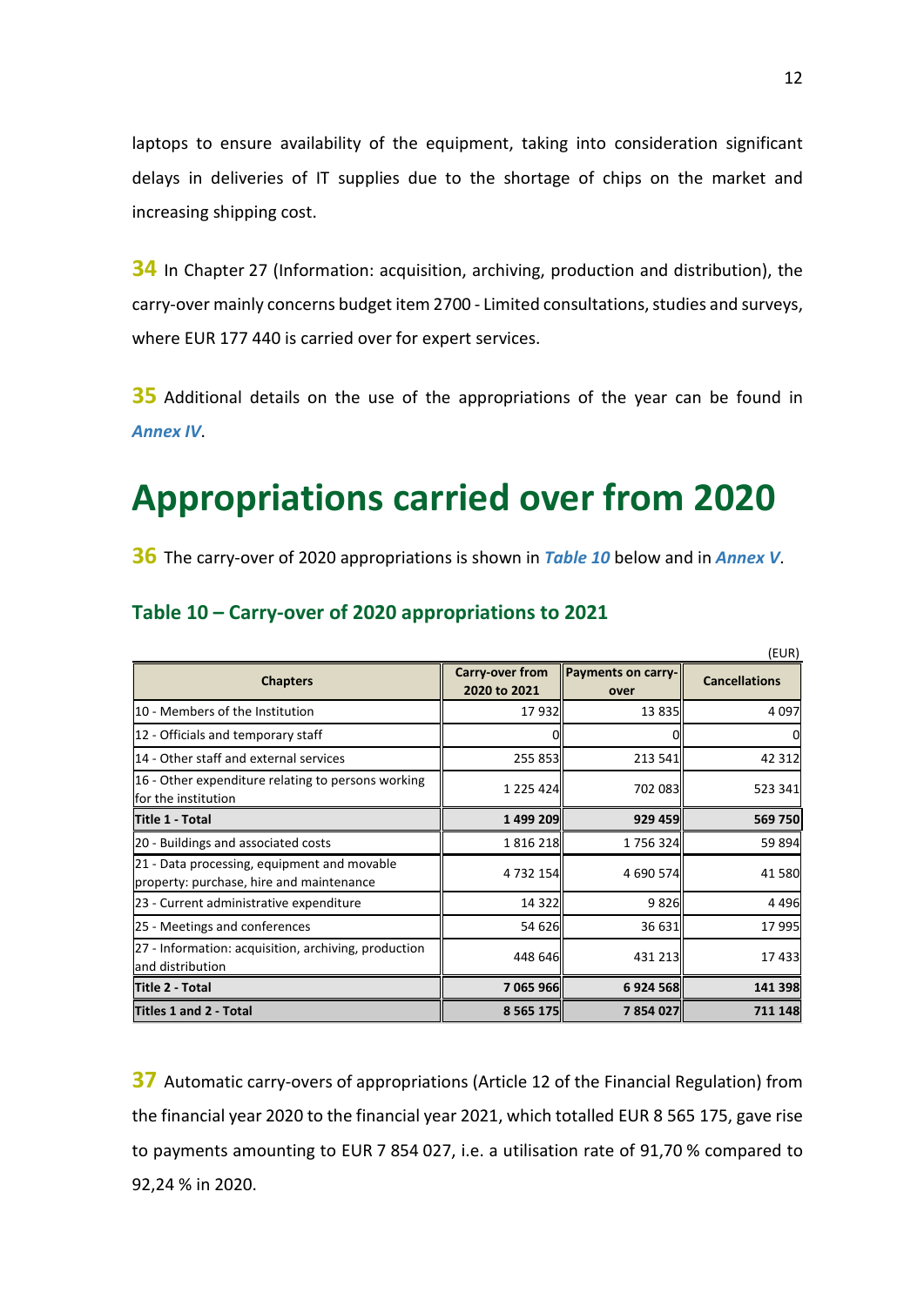laptops to ensure availability of the equipment, taking into consideration significant delays in deliveries of IT supplies due to the shortage of chips on the market and increasing shipping cost.

**34** In Chapter 27 (Information: acquisition, archiving, production and distribution), the carry-over mainly concerns budget item 2700 - Limited consultations, studies and surveys, where EUR 177 440 is carried over for expert services.

**35** Additional details on the use of the appropriations of the year can be found in ***Annex IV***.

# Appropriations carried over from 2020

**36** The carry-over of 2020 appropriations is shown in ***Table 10*** below and in ***Annex V***.

## Table 10 – Carry-over of 2020 appropriations to 2021

(EUR)

| Chapters | Carry-over from 2020 to 2021 | Payments on carry-over | Cancellations |
|---|---|---|---|
| 10 - Members of the Institution | 17 932 | 13 835 | 4 097 |
| 12 - Officials and temporary staff | 0 | 0 | 0 |
| 14 - Other staff and external services | 255 853 | 213 541 | 42 312 |
| 16 - Other expenditure relating to persons working for the institution | 1 225 424 | 702 083 | 523 341 |
| **Title 1 - Total** | **1 499 209** | **929 459** | **569 750** |
| 20 - Buildings and associated costs | 1 816 218 | 1 756 324 | 59 894 |
| 21 - Data processing, equipment and movable property: purchase, hire and maintenance | 4 732 154 | 4 690 574 | 41 580 |
| 23 - Current administrative expenditure | 14 322 | 9 826 | 4 496 |
| 25 - Meetings and conferences | 54 626 | 36 631 | 17 995 |
| 27 - Information: acquisition, archiving, production and distribution | 448 646 | 431 213 | 17 433 |
| **Title 2 - Total** | **7 065 966** | **6 924 568** | **141 398** |
| **Titles 1 and 2 - Total** | **8 565 175** | **7 854 027** | **711 148** |

**37** Automatic carry-overs of appropriations (Article 12 of the Financial Regulation) from the financial year 2020 to the financial year 2021, which totalled EUR 8 565 175, gave rise to payments amounting to EUR 7 854 027, i.e. a utilisation rate of 91,70 % compared to 92,24 % in 2020.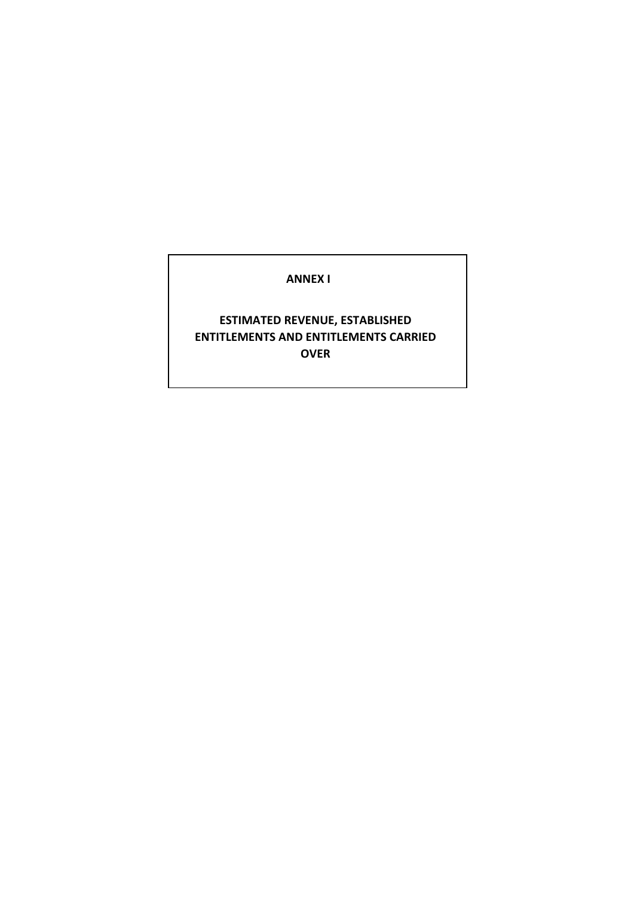# ANNEX I

## ESTIMATED REVENUE, ESTABLISHED ENTITLEMENTS AND ENTITLEMENTS CARRIED OVER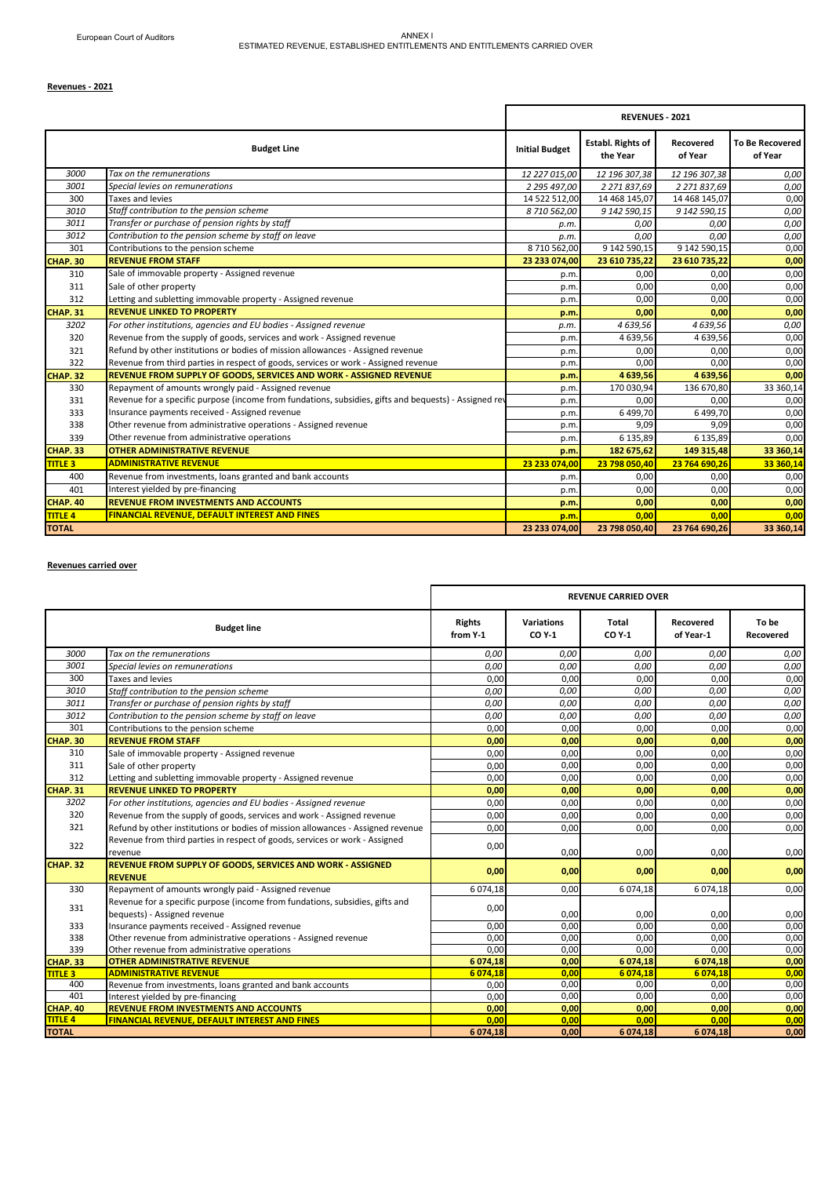European Court of Auditors

ANNEX I
ESTIMATED REVENUE, ESTABLISHED ENTITLEMENTS AND ENTITLEMENTS CARRIED OVER

**Revenues - 2021**

| Budget Line | | REVENUES - 2021 | | | |
|---|---|---|---|---|---|
| | | Initial Budget | Establ. Rights of the Year | Recovered of Year | To Be Recovered of Year |
| *3000* | *Tax on the remunerations* | *12 227 015,00* | *12 196 307,38* | *12 196 307,38* | *0,00* |
| *3001* | *Special levies on remunerations* | *2 295 497,00* | *2 271 837,69* | *2 271 837,69* | *0,00* |
| 300 | Taxes and levies | 14 522 512,00 | 14 468 145,07 | 14 468 145,07 | 0,00 |
| *3010* | *Staff contribution to the pension scheme* | *8 710 562,00* | *9 142 590,15* | *9 142 590,15* | *0,00* |
| *3011* | *Transfer or purchase of pension rights by staff* | *p.m.* | *0,00* | *0,00* | *0,00* |
| *3012* | *Contribution to the pension scheme by staff on leave* | *p.m.* | *0,00* | *0,00* | *0,00* |
| 301 | Contributions to the pension scheme | 8 710 562,00 | 9 142 590,15 | 9 142 590,15 | 0,00 |
| **CHAP. 30** | **REVENUE FROM STAFF** | **23 233 074,00** | **23 610 735,22** | **23 610 735,22** | **0,00** |
| 310 | Sale of immovable property - Assigned revenue | p.m. | 0,00 | 0,00 | 0,00 |
| 311 | Sale of other property | p.m. | 0,00 | 0,00 | 0,00 |
| 312 | Letting and subletting immovable property - Assigned revenue | p.m. | 0,00 | 0,00 | 0,00 |
| **CHAP. 31** | **REVENUE LINKED TO PROPERTY** | **p.m.** | **0,00** | **0,00** | **0,00** |
| *3202* | *For other institutions, agencies and EU bodies - Assigned revenue* | *p.m.* | *4 639,56* | *4 639,56* | *0,00* |
| 320 | Revenue from the supply of goods, services and work - Assigned revenue | p.m. | 4 639,56 | 4 639,56 | 0,00 |
| 321 | Refund by other institutions or bodies of mission allowances - Assigned revenue | p.m. | 0,00 | 0,00 | 0,00 |
| 322 | Revenue from third parties in respect of goods, services or work - Assigned revenue | p.m. | 0,00 | 0,00 | 0,00 |
| **CHAP. 32** | **REVENUE FROM SUPPLY OF GOODS, SERVICES AND WORK - ASSIGNED REVENUE** | **p.m.** | **4 639,56** | **4 639,56** | **0,00** |
| 330 | Repayment of amounts wrongly paid - Assigned revenue | p.m. | 170 030,94 | 136 670,80 | 33 360,14 |
| 331 | Revenue for a specific purpose (income from fundations, subsidies, gifts and bequests) - Assigned rev | p.m. | 0,00 | 0,00 | 0,00 |
| 333 | Insurance payments received - Assigned revenue | p.m. | 6 499,70 | 6 499,70 | 0,00 |
| 338 | Other revenue from administrative operations - Assigned revenue | p.m. | 9,09 | 9,09 | 0,00 |
| 339 | Other revenue from administrative operations | p.m. | 6 135,89 | 6 135,89 | 0,00 |
| **CHAP. 33** | **OTHER ADMINISTRATIVE REVENUE** | **p.m.** | **182 675,62** | **149 315,48** | **33 360,14** |
| **TITLE 3** | **ADMINISTRATIVE REVENUE** | **23 233 074,00** | **23 798 050,40** | **23 764 690,26** | **33 360,14** |
| 400 | Revenue from investments, loans granted and bank accounts | p.m. | 0,00 | 0,00 | 0,00 |
| 401 | Interest yielded by pre-financing | p.m. | 0,00 | 0,00 | 0,00 |
| **CHAP. 40** | **REVENUE FROM INVESTMENTS AND ACCOUNTS** | **p.m.** | **0,00** | **0,00** | **0,00** |
| **TITLE 4** | **FINANCIAL REVENUE, DEFAULT INTEREST AND FINES** | **p.m.** | **0,00** | **0,00** | **0,00** |
| **TOTAL** | | **23 233 074,00** | **23 798 050,40** | **23 764 690,26** | **33 360,14** |

**Revenues carried over**

| Budget line | | REVENUE CARRIED OVER | | | | |
|---|---|---|---|---|---|---|
| | | Rights from Y-1 | Variations CO Y-1 | Total CO Y-1 | Recovered of Year-1 | To be Recovered |
| *3000* | *Tax on the remunerations* | *0,00* | *0,00* | *0,00* | *0,00* | *0,00* |
| *3001* | *Special levies on remunerations* | *0,00* | *0,00* | *0,00* | *0,00* | *0,00* |
| 300 | Taxes and levies | 0,00 | 0,00 | 0,00 | 0,00 | 0,00 |
| *3010* | *Staff contribution to the pension scheme* | *0,00* | *0,00* | *0,00* | *0,00* | *0,00* |
| *3011* | *Transfer or purchase of pension rights by staff* | *0,00* | *0,00* | *0,00* | *0,00* | *0,00* |
| *3012* | *Contribution to the pension scheme by staff on leave* | *0,00* | *0,00* | *0,00* | *0,00* | *0,00* |
| 301 | Contributions to the pension scheme | 0,00 | 0,00 | 0,00 | 0,00 | 0,00 |
| **CHAP. 30** | **REVENUE FROM STAFF** | **0,00** | **0,00** | **0,00** | **0,00** | **0,00** |
| 310 | Sale of immovable property - Assigned revenue | 0,00 | 0,00 | 0,00 | 0,00 | 0,00 |
| 311 | Sale of other property | 0,00 | 0,00 | 0,00 | 0,00 | 0,00 |
| 312 | Letting and subletting immovable property - Assigned revenue | 0,00 | 0,00 | 0,00 | 0,00 | 0,00 |
| **CHAP. 31** | **REVENUE LINKED TO PROPERTY** | **0,00** | **0,00** | **0,00** | **0,00** | **0,00** |
| *3202* | *For other institutions, agencies and EU bodies - Assigned revenue* | 0,00 | 0,00 | 0,00 | 0,00 | 0,00 |
| 320 | Revenue from the supply of goods, services and work - Assigned revenue | 0,00 | 0,00 | 0,00 | 0,00 | 0,00 |
| 321 | Refund by other institutions or bodies of mission allowances - Assigned revenue | 0,00 | 0,00 | 0,00 | 0,00 | 0,00 |
| 322 | Revenue from third parties in respect of goods, services or work - Assigned revenue | 0,00 | 0,00 | 0,00 | 0,00 | 0,00 |
| **CHAP. 32** | **REVENUE FROM SUPPLY OF GOODS, SERVICES AND WORK - ASSIGNED REVENUE** | **0,00** | **0,00** | **0,00** | **0,00** | **0,00** |
| 330 | Repayment of amounts wrongly paid - Assigned revenue | 6 074,18 | 0,00 | 6 074,18 | 6 074,18 | 0,00 |
| 331 | Revenue for a specific purpose (income from fundations, subsidies, gifts and bequests) - Assigned revenue | 0,00 | 0,00 | 0,00 | 0,00 | 0,00 |
| 333 | Insurance payments received - Assigned revenue | 0,00 | 0,00 | 0,00 | 0,00 | 0,00 |
| 338 | Other revenue from administrative operations - Assigned revenue | 0,00 | 0,00 | 0,00 | 0,00 | 0,00 |
| 339 | Other revenue from administrative operations | 0,00 | 0,00 | 0,00 | 0,00 | 0,00 |
| **CHAP. 33** | **OTHER ADMINISTRATIVE REVENUE** | **6 074,18** | **0,00** | **6 074,18** | **6 074,18** | **0,00** |
| **TITLE 3** | **ADMINISTRATIVE REVENUE** | **6 074,18** | **0,00** | **6 074,18** | **6 074,18** | **0,00** |
| 400 | Revenue from investments, loans granted and bank accounts | 0,00 | 0,00 | 0,00 | 0,00 | 0,00 |
| 401 | Interest yielded by pre-financing | 0,00 | 0,00 | 0,00 | 0,00 | 0,00 |
| **CHAP. 40** | **REVENUE FROM INVESTMENTS AND ACCOUNTS** | **0,00** | **0,00** | **0,00** | **0,00** | **0,00** |
| **TITLE 4** | **FINANCIAL REVENUE, DEFAULT INTEREST AND FINES** | **0,00** | **0,00** | **0,00** | **0,00** | **0,00** |
| **TOTAL** | | **6 074,18** | **0,00** | **6 074,18** | **6 074,18** | **0,00** |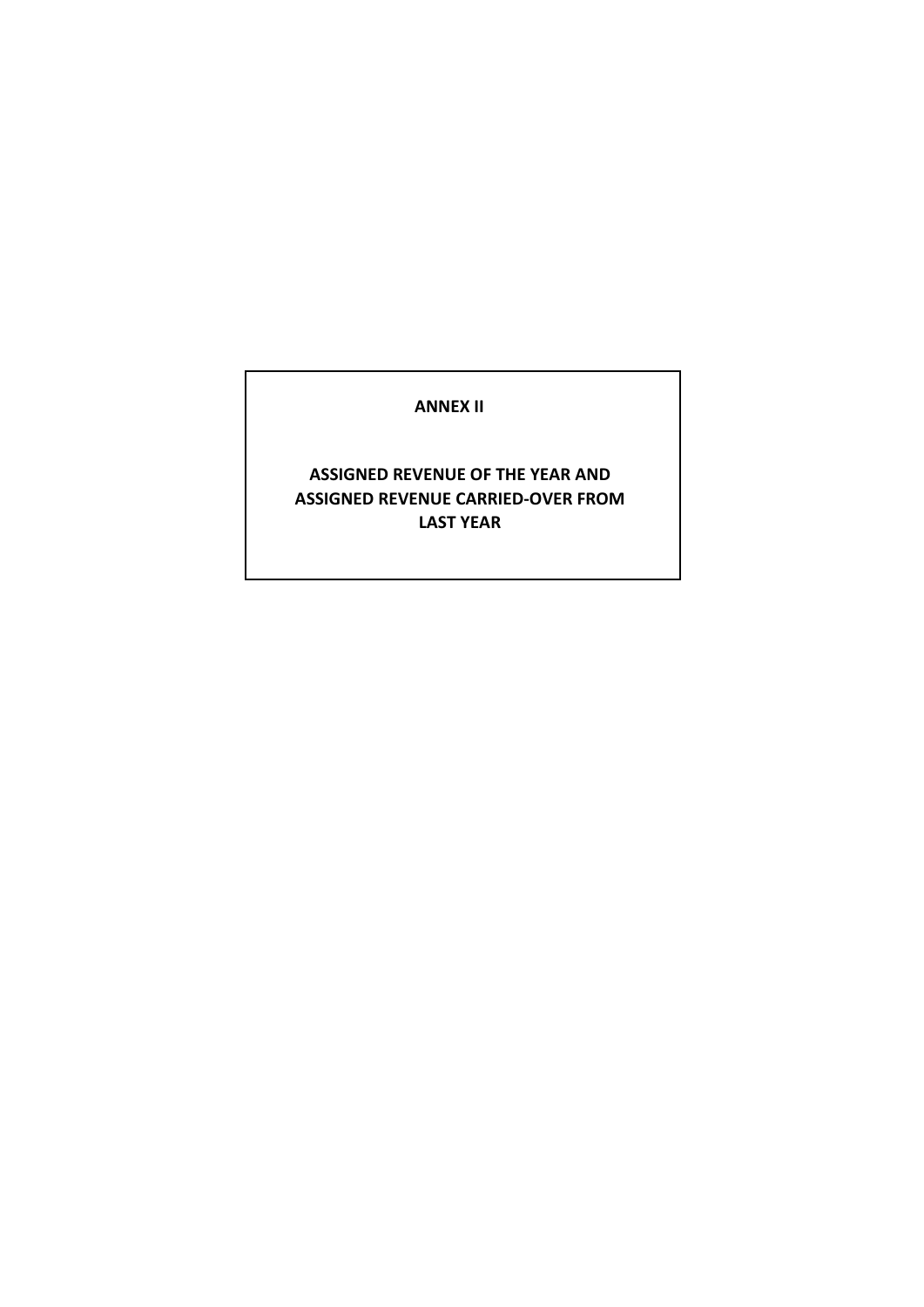# ANNEX II

## ASSIGNED REVENUE OF THE YEAR AND ASSIGNED REVENUE CARRIED-OVER FROM LAST YEAR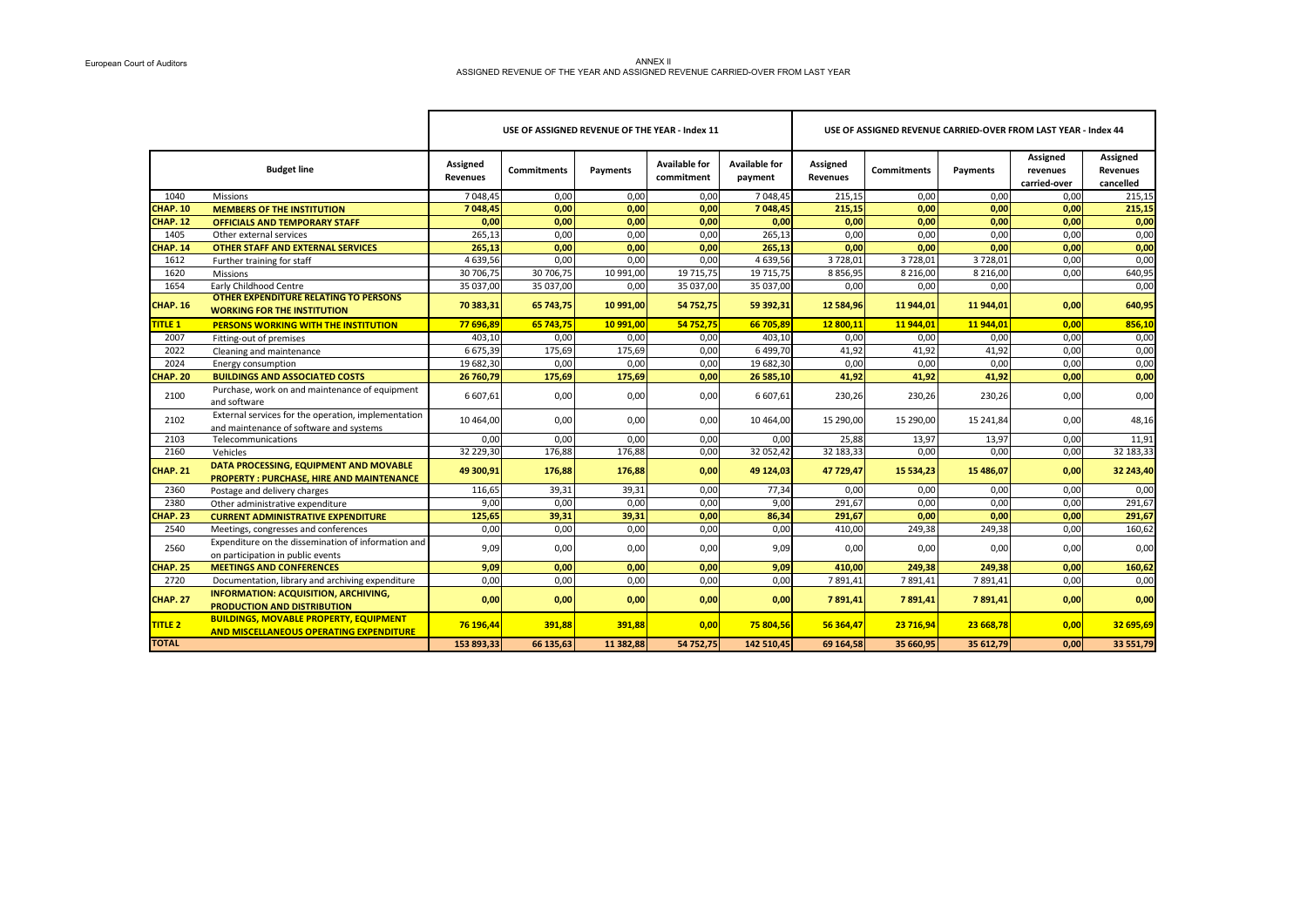# ANNEX II
## ASSIGNED REVENUE OF THE YEAR AND ASSIGNED REVENUE CARRIED-OVER FROM LAST YEAR

| Budget line | | USE OF ASSIGNED REVENUE OF THE YEAR - Index 11 | | | | | USE OF ASSIGNED REVENUE CARRIED-OVER FROM LAST YEAR - Index 44 | | | | |
|---|---|---|---|---|---|---|---|---|---|---|---|
| | | Assigned Revenues | Commitments | Payments | Available for commitment | Available for payment | Assigned Revenues | Commitments | Payments | Assigned revenues carried-over | Assigned Revenues cancelled |
| 1040 | Missions | 7 048,45 | 0,00 | 0,00 | 0,00 | 7 048,45 | 215,15 | 0,00 | 0,00 | 0,00 | 215,15 |
| **CHAP. 10** | **MEMBERS OF THE INSTITUTION** | **7 048,45** | **0,00** | **0,00** | **0,00** | **7 048,45** | **215,15** | **0,00** | **0,00** | **0,00** | **215,15** |
| **CHAP. 12** | **OFFICIALS AND TEMPORARY STAFF** | **0,00** | **0,00** | **0,00** | **0,00** | **0,00** | **0,00** | **0,00** | **0,00** | **0,00** | **0,00** |
| 1405 | Other external services | 265,13 | 0,00 | 0,00 | 0,00 | 265,13 | 0,00 | 0,00 | 0,00 | 0,00 | 0,00 |
| **CHAP. 14** | **OTHER STAFF AND EXTERNAL SERVICES** | **265,13** | **0,00** | **0,00** | **0,00** | **265,13** | **0,00** | **0,00** | **0,00** | **0,00** | **0,00** |
| 1612 | Further training for staff | 4 639,56 | 0,00 | 0,00 | 0,00 | 4 639,56 | 3 728,01 | 3 728,01 | 3 728,01 | 0,00 | 0,00 |
| 1620 | Missions | 30 706,75 | 30 706,75 | 10 991,00 | 19 715,75 | 19 715,75 | 8 856,95 | 8 216,00 | 8 216,00 | 0,00 | 640,95 |
| 1654 | Early Childhood Centre | 35 037,00 | 35 037,00 | 0,00 | 35 037,00 | 35 037,00 | 0,00 | 0,00 | 0,00 | | 0,00 |
| **CHAP. 16** | **OTHER EXPENDITURE RELATING TO PERSONS WORKING FOR THE INSTITUTION** | **70 383,31** | **65 743,75** | **10 991,00** | **54 752,75** | **59 392,31** | **12 584,96** | **11 944,01** | **11 944,01** | **0,00** | **640,95** |
| **TITLE 1** | **PERSONS WORKING WITH THE INSTITUTION** | **77 696,89** | **65 743,75** | **10 991,00** | **54 752,75** | **66 705,89** | **12 800,11** | **11 944,01** | **11 944,01** | **0,00** | **856,10** |
| 2007 | Fitting-out of premises | 403,10 | 0,00 | 0,00 | 0,00 | 403,10 | 0,00 | 0,00 | 0,00 | 0,00 | 0,00 |
| 2022 | Cleaning and maintenance | 6 675,39 | 175,69 | 175,69 | 0,00 | 6 499,70 | 41,92 | 41,92 | 41,92 | 0,00 | 0,00 |
| 2024 | Energy consumption | 19 682,30 | 0,00 | 0,00 | 0,00 | 19 682,30 | 0,00 | 0,00 | 0,00 | 0,00 | 0,00 |
| **CHAP. 20** | **BUILDINGS AND ASSOCIATED COSTS** | **26 760,79** | **175,69** | **175,69** | **0,00** | **26 585,10** | **41,92** | **41,92** | **41,92** | **0,00** | **0,00** |
| 2100 | Purchase, work on and maintenance of equipment and software | 6 607,61 | 0,00 | 0,00 | 0,00 | 6 607,61 | 230,26 | 230,26 | 230,26 | 0,00 | 0,00 |
| 2102 | External services for the operation, implementation and maintenance of software and systems | 10 464,00 | 0,00 | 0,00 | 0,00 | 10 464,00 | 15 290,00 | 15 290,00 | 15 241,84 | 0,00 | 48,16 |
| 2103 | Telecommunications | 0,00 | 0,00 | 0,00 | 0,00 | 0,00 | 25,88 | 13,97 | 13,97 | 0,00 | 11,91 |
| 2160 | Vehicles | 32 229,30 | 176,88 | 176,88 | 0,00 | 32 052,42 | 32 183,33 | 0,00 | 0,00 | 0,00 | 32 183,33 |
| **CHAP. 21** | **DATA PROCESSING, EQUIPMENT AND MOVABLE PROPERTY : PURCHASE, HIRE AND MAINTENANCE** | **49 300,91** | **176,88** | **176,88** | **0,00** | **49 124,03** | **47 729,47** | **15 534,23** | **15 486,07** | **0,00** | **32 243,40** |
| 2360 | Postage and delivery charges | 116,65 | 39,31 | 39,31 | 0,00 | 77,34 | 0,00 | 0,00 | 0,00 | 0,00 | 0,00 |
| 2380 | Other administrative expenditure | 9,00 | 0,00 | 0,00 | 0,00 | 9,00 | 291,67 | 0,00 | 0,00 | 0,00 | 291,67 |
| **CHAP. 23** | **CURRENT ADMINISTRATIVE EXPENDITURE** | **125,65** | **39,31** | **39,31** | **0,00** | **86,34** | **291,67** | **0,00** | **0,00** | **0,00** | **291,67** |
| 2540 | Meetings, congresses and conferences | 0,00 | 0,00 | 0,00 | 0,00 | 0,00 | 410,00 | 249,38 | 249,38 | 0,00 | 160,62 |
| 2560 | Expenditure on the dissemination of information and on participation in public events | 9,09 | 0,00 | 0,00 | 0,00 | 9,09 | 0,00 | 0,00 | 0,00 | 0,00 | 0,00 |
| **CHAP. 25** | **MEETINGS AND CONFERENCES** | **9,09** | **0,00** | **0,00** | **0,00** | **9,09** | **410,00** | **249,38** | **249,38** | **0,00** | **160,62** |
| 2720 | Documentation, library and archiving expenditure | 0,00 | 0,00 | 0,00 | 0,00 | 0,00 | 7 891,41 | 7 891,41 | 7 891,41 | 0,00 | 0,00 |
| **CHAP. 27** | **INFORMATION: ACQUISITION, ARCHIVING, PRODUCTION AND DISTRIBUTION** | **0,00** | **0,00** | **0,00** | **0,00** | **0,00** | **7 891,41** | **7 891,41** | **7 891,41** | **0,00** | **0,00** |
| **TITLE 2** | **BUILDINGS, MOVABLE PROPERTY, EQUIPMENT AND MISCELLANEOUS OPERATING EXPENDITURE** | **76 196,44** | **391,88** | **391,88** | **0,00** | **75 804,56** | **56 364,47** | **23 716,94** | **23 668,78** | **0,00** | **32 695,69** |
| **TOTAL** | | **153 893,33** | **66 135,63** | **11 382,88** | **54 752,75** | **142 510,45** | **69 164,58** | **35 660,95** | **35 612,79** | **0,00** | **33 551,79** |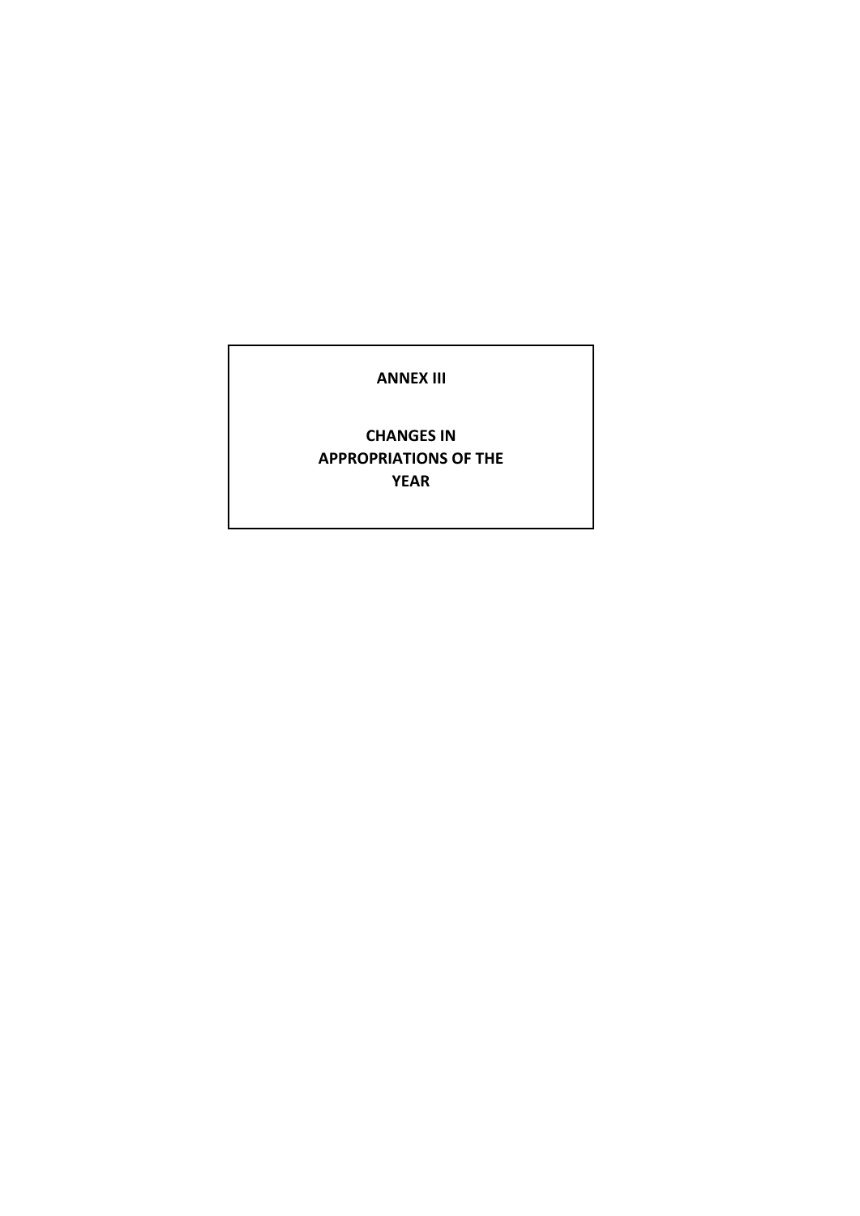# ANNEX III

## CHANGES IN APPROPRIATIONS OF THE YEAR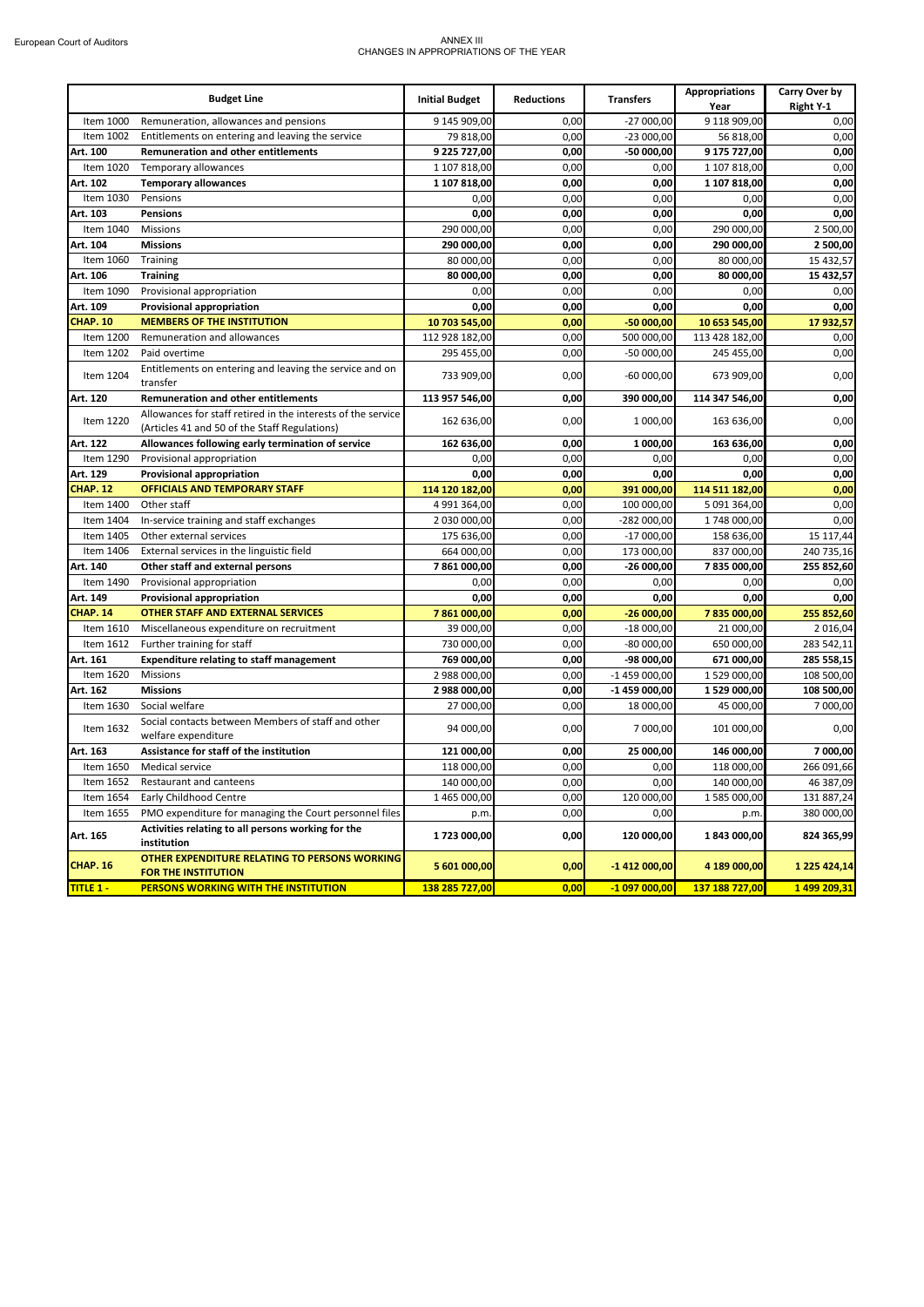# ANNEX III
## CHANGES IN APPROPRIATIONS OF THE YEAR

| Budget Line | | Initial Budget | Reductions | Transfers | Appropriations Year | Carry Over by Right Y-1 |
|---|---|---|---|---|---|---|
| Item 1000 | Remuneration, allowances and pensions | 9 145 909,00 | 0,00 | -27 000,00 | 9 118 909,00 | 0,00 |
| Item 1002 | Entitlements on entering and leaving the service | 79 818,00 | 0,00 | -23 000,00 | 56 818,00 | 0,00 |
| **Art. 100** | **Remuneration and other entitlements** | **9 225 727,00** | **0,00** | **-50 000,00** | **9 175 727,00** | **0,00** |
| Item 1020 | Temporary allowances | 1 107 818,00 | 0,00 | 0,00 | 1 107 818,00 | 0,00 |
| **Art. 102** | **Temporary allowances** | **1 107 818,00** | **0,00** | **0,00** | **1 107 818,00** | **0,00** |
| Item 1030 | Pensions | 0,00 | 0,00 | 0,00 | 0,00 | 0,00 |
| **Art. 103** | **Pensions** | **0,00** | **0,00** | **0,00** | **0,00** | **0,00** |
| Item 1040 | Missions | 290 000,00 | 0,00 | 0,00 | 290 000,00 | 2 500,00 |
| **Art. 104** | **Missions** | **290 000,00** | **0,00** | **0,00** | **290 000,00** | **2 500,00** |
| Item 1060 | Training | 80 000,00 | 0,00 | 0,00 | 80 000,00 | 15 432,57 |
| **Art. 106** | **Training** | **80 000,00** | **0,00** | **0,00** | **80 000,00** | **15 432,57** |
| Item 1090 | Provisional appropriation | 0,00 | 0,00 | 0,00 | 0,00 | 0,00 |
| **Art. 109** | **Provisional appropriation** | **0,00** | **0,00** | **0,00** | **0,00** | **0,00** |
| **CHAP. 10** | **MEMBERS OF THE INSTITUTION** | **10 703 545,00** | **0,00** | **-50 000,00** | **10 653 545,00** | **17 932,57** |
| Item 1200 | Remuneration and allowances | 112 928 182,00 | 0,00 | 500 000,00 | 113 428 182,00 | 0,00 |
| Item 1202 | Paid overtime | 295 455,00 | 0,00 | -50 000,00 | 245 455,00 | 0,00 |
| Item 1204 | Entitlements on entering and leaving the service and on transfer | 733 909,00 | 0,00 | -60 000,00 | 673 909,00 | 0,00 |
| **Art. 120** | **Remuneration and other entitlements** | **113 957 546,00** | **0,00** | **390 000,00** | **114 347 546,00** | **0,00** |
| Item 1220 | Allowances for staff retired in the interests of the service (Articles 41 and 50 of the Staff Regulations) | 162 636,00 | 0,00 | 1 000,00 | 163 636,00 | 0,00 |
| **Art. 122** | **Allowances following early termination of service** | **162 636,00** | **0,00** | **1 000,00** | **163 636,00** | **0,00** |
| Item 1290 | Provisional appropriation | 0,00 | 0,00 | 0,00 | 0,00 | 0,00 |
| **Art. 129** | **Provisional appropriation** | **0,00** | **0,00** | **0,00** | **0,00** | **0,00** |
| **CHAP. 12** | **OFFICIALS AND TEMPORARY STAFF** | **114 120 182,00** | **0,00** | **391 000,00** | **114 511 182,00** | **0,00** |
| Item 1400 | Other staff | 4 991 364,00 | 0,00 | 100 000,00 | 5 091 364,00 | 0,00 |
| Item 1404 | In-service training and staff exchanges | 2 030 000,00 | 0,00 | -282 000,00 | 1 748 000,00 | 0,00 |
| Item 1405 | Other external services | 175 636,00 | 0,00 | -17 000,00 | 158 636,00 | 15 117,44 |
| Item 1406 | External services in the linguistic field | 664 000,00 | 0,00 | 173 000,00 | 837 000,00 | 240 735,16 |
| **Art. 140** | **Other staff and external persons** | **7 861 000,00** | **0,00** | **-26 000,00** | **7 835 000,00** | **255 852,60** |
| Item 1490 | Provisional appropriation | 0,00 | 0,00 | 0,00 | 0,00 | 0,00 |
| **Art. 149** | **Provisional appropriation** | **0,00** | **0,00** | **0,00** | **0,00** | **0,00** |
| **CHAP. 14** | **OTHER STAFF AND EXTERNAL SERVICES** | **7 861 000,00** | **0,00** | **-26 000,00** | **7 835 000,00** | **255 852,60** |
| Item 1610 | Miscellaneous expenditure on recruitment | 39 000,00 | 0,00 | -18 000,00 | 21 000,00 | 2 016,04 |
| Item 1612 | Further training for staff | 730 000,00 | 0,00 | -80 000,00 | 650 000,00 | 283 542,11 |
| **Art. 161** | **Expenditure relating to staff management** | **769 000,00** | **0,00** | **-98 000,00** | **671 000,00** | **285 558,15** |
| Item 1620 | Missions | 2 988 000,00 | 0,00 | -1 459 000,00 | 1 529 000,00 | 108 500,00 |
| **Art. 162** | **Missions** | **2 988 000,00** | **0,00** | **-1 459 000,00** | **1 529 000,00** | **108 500,00** |
| Item 1630 | Social welfare | 27 000,00 | 0,00 | 18 000,00 | 45 000,00 | 7 000,00 |
| Item 1632 | Social contacts between Members of staff and other welfare expenditure | 94 000,00 | 0,00 | 7 000,00 | 101 000,00 | 0,00 |
| **Art. 163** | **Assistance for staff of the institution** | **121 000,00** | **0,00** | **25 000,00** | **146 000,00** | **7 000,00** |
| Item 1650 | Medical service | 118 000,00 | 0,00 | 0,00 | 118 000,00 | 266 091,66 |
| Item 1652 | Restaurant and canteens | 140 000,00 | 0,00 | 0,00 | 140 000,00 | 46 387,09 |
| Item 1654 | Early Childhood Centre | 1 465 000,00 | 0,00 | 120 000,00 | 1 585 000,00 | 131 887,24 |
| Item 1655 | PMO expenditure for managing the Court personnel files | p.m. | 0,00 | 0,00 | p.m. | 380 000,00 |
| **Art. 165** | **Activities relating to all persons working for the institution** | **1 723 000,00** | **0,00** | **120 000,00** | **1 843 000,00** | **824 365,99** |
| **CHAP. 16** | **OTHER EXPENDITURE RELATING TO PERSONS WORKING FOR THE INSTITUTION** | **5 601 000,00** | **0,00** | **-1 412 000,00** | **4 189 000,00** | **1 225 424,14** |
| **TITLE 1 -** | **PERSONS WORKING WITH THE INSTITUTION** | **138 285 727,00** | **0,00** | **-1 097 000,00** | **137 188 727,00** | **1 499 209,31** |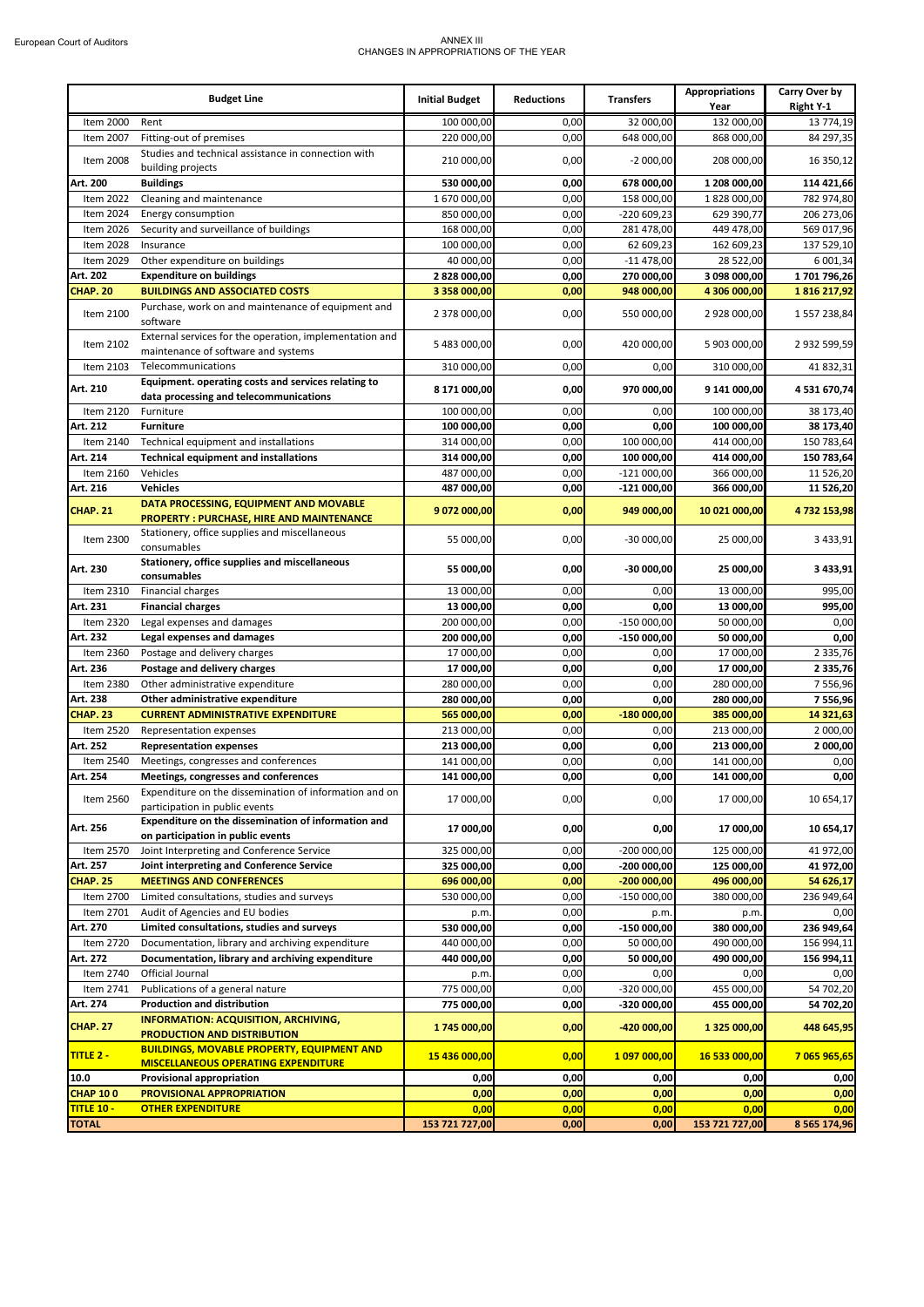# ANNEX III
## CHANGES IN APPROPRIATIONS OF THE YEAR

| Budget Line | | Initial Budget | Reductions | Transfers | Appropriations Year | Carry Over by Right Y-1 |
|---|---|---|---|---|---|---|
| Item 2000 | Rent | 100 000,00 | 0,00 | 32 000,00 | 132 000,00 | 13 774,19 |
| Item 2007 | Fitting-out of premises | 220 000,00 | 0,00 | 648 000,00 | 868 000,00 | 84 297,35 |
| Item 2008 | Studies and technical assistance in connection with building projects | 210 000,00 | 0,00 | -2 000,00 | 208 000,00 | 16 350,12 |
| **Art. 200** | **Buildings** | **530 000,00** | **0,00** | **678 000,00** | **1 208 000,00** | **114 421,66** |
| Item 2022 | Cleaning and maintenance | 1 670 000,00 | 0,00 | 158 000,00 | 1 828 000,00 | 782 974,80 |
| Item 2024 | Energy consumption | 850 000,00 | 0,00 | -220 609,23 | 629 390,77 | 206 273,06 |
| Item 2026 | Security and surveillance of buildings | 168 000,00 | 0,00 | 281 478,00 | 449 478,00 | 569 017,96 |
| Item 2028 | Insurance | 100 000,00 | 0,00 | 62 609,23 | 162 609,23 | 137 529,10 |
| Item 2029 | Other expenditure on buildings | 40 000,00 | 0,00 | -11 478,00 | 28 522,00 | 6 001,34 |
| **Art. 202** | **Expenditure on buildings** | **2 828 000,00** | **0,00** | **270 000,00** | **3 098 000,00** | **1 701 796,26** |
| **CHAP. 20** | **BUILDINGS AND ASSOCIATED COSTS** | **3 358 000,00** | **0,00** | **948 000,00** | **4 306 000,00** | **1 816 217,92** |
| Item 2100 | Purchase, work on and maintenance of equipment and software | 2 378 000,00 | 0,00 | 550 000,00 | 2 928 000,00 | 1 557 238,84 |
| Item 2102 | External services for the operation, implementation and maintenance of software and systems | 5 483 000,00 | 0,00 | 420 000,00 | 5 903 000,00 | 2 932 599,59 |
| Item 2103 | Telecommunications | 310 000,00 | 0,00 | 0,00 | 310 000,00 | 41 832,31 |
| **Art. 210** | **Equipment. operating costs and services relating to data processing and telecommunications** | **8 171 000,00** | **0,00** | **970 000,00** | **9 141 000,00** | **4 531 670,74** |
| Item 2120 | Furniture | 100 000,00 | 0,00 | 0,00 | 100 000,00 | 38 173,40 |
| **Art. 212** | **Furniture** | **100 000,00** | **0,00** | **0,00** | **100 000,00** | **38 173,40** |
| Item 2140 | Technical equipment and installations | 314 000,00 | 0,00 | 100 000,00 | 414 000,00 | 150 783,64 |
| **Art. 214** | **Technical equipment and installations** | **314 000,00** | **0,00** | **100 000,00** | **414 000,00** | **150 783,64** |
| Item 2160 | Vehicles | 487 000,00 | 0,00 | -121 000,00 | 366 000,00 | 11 526,20 |
| **Art. 216** | **Vehicles** | **487 000,00** | **0,00** | **-121 000,00** | **366 000,00** | **11 526,20** |
| **CHAP. 21** | **DATA PROCESSING, EQUIPMENT AND MOVABLE PROPERTY : PURCHASE, HIRE AND MAINTENANCE** | **9 072 000,00** | **0,00** | **949 000,00** | **10 021 000,00** | **4 732 153,98** |
| Item 2300 | Stationery, office supplies and miscellaneous consumables | 55 000,00 | 0,00 | -30 000,00 | 25 000,00 | 3 433,91 |
| **Art. 230** | **Stationery, office supplies and miscellaneous consumables** | **55 000,00** | **0,00** | **-30 000,00** | **25 000,00** | **3 433,91** |
| Item 2310 | Financial charges | 13 000,00 | 0,00 | 0,00 | 13 000,00 | 995,00 |
| **Art. 231** | **Financial charges** | **13 000,00** | **0,00** | **0,00** | **13 000,00** | **995,00** |
| Item 2320 | Legal expenses and damages | 200 000,00 | 0,00 | -150 000,00 | 50 000,00 | 0,00 |
| **Art. 232** | **Legal expenses and damages** | **200 000,00** | **0,00** | **-150 000,00** | **50 000,00** | **0,00** |
| Item 2360 | Postage and delivery charges | 17 000,00 | 0,00 | 0,00 | 17 000,00 | 2 335,76 |
| **Art. 236** | **Postage and delivery charges** | **17 000,00** | **0,00** | **0,00** | **17 000,00** | **2 335,76** |
| Item 2380 | Other administrative expenditure | 280 000,00 | 0,00 | 0,00 | 280 000,00 | 7 556,96 |
| **Art. 238** | **Other administrative expenditure** | **280 000,00** | **0,00** | **0,00** | **280 000,00** | **7 556,96** |
| **CHAP. 23** | **CURRENT ADMINISTRATIVE EXPENDITURE** | **565 000,00** | **0,00** | **-180 000,00** | **385 000,00** | **14 321,63** |
| Item 2520 | Representation expenses | 213 000,00 | 0,00 | 0,00 | 213 000,00 | 2 000,00 |
| **Art. 252** | **Representation expenses** | **213 000,00** | **0,00** | **0,00** | **213 000,00** | **2 000,00** |
| Item 2540 | Meetings, congresses and conferences | 141 000,00 | 0,00 | 0,00 | 141 000,00 | 0,00 |
| **Art. 254** | **Meetings, congresses and conferences** | **141 000,00** | **0,00** | **0,00** | **141 000,00** | **0,00** |
| Item 2560 | Expenditure on the dissemination of information and on participation in public events | 17 000,00 | 0,00 | 0,00 | 17 000,00 | 10 654,17 |
| **Art. 256** | **Expenditure on the dissemination of information and on participation in public events** | **17 000,00** | **0,00** | **0,00** | **17 000,00** | **10 654,17** |
| Item 2570 | Joint Interpreting and Conference Service | 325 000,00 | 0,00 | -200 000,00 | 125 000,00 | 41 972,00 |
| **Art. 257** | **Joint interpreting and Conference Service** | **325 000,00** | **0,00** | **-200 000,00** | **125 000,00** | **41 972,00** |
| **CHAP. 25** | **MEETINGS AND CONFERENCES** | **696 000,00** | **0,00** | **-200 000,00** | **496 000,00** | **54 626,17** |
| Item 2700 | Limited consultations, studies and surveys | 530 000,00 | 0,00 | -150 000,00 | 380 000,00 | 236 949,64 |
| Item 2701 | Audit of Agencies and EU bodies | p.m. | 0,00 | p.m. | p.m. | 0,00 |
| **Art. 270** | **Limited consultations, studies and surveys** | **530 000,00** | **0,00** | **-150 000,00** | **380 000,00** | **236 949,64** |
| Item 2720 | Documentation, library and archiving expenditure | 440 000,00 | 0,00 | 50 000,00 | 490 000,00 | 156 994,11 |
| **Art. 272** | **Documentation, library and archiving expenditure** | **440 000,00** | **0,00** | **50 000,00** | **490 000,00** | **156 994,11** |
| Item 2740 | Official Journal | p.m. | 0,00 | 0,00 | 0,00 | 0,00 |
| Item 2741 | Publications of a general nature | 775 000,00 | 0,00 | -320 000,00 | 455 000,00 | 54 702,20 |
| **Art. 274** | **Production and distribution** | **775 000,00** | **0,00** | **-320 000,00** | **455 000,00** | **54 702,20** |
| **CHAP. 27** | **INFORMATION: ACQUISITION, ARCHIVING, PRODUCTION AND DISTRIBUTION** | **1 745 000,00** | **0,00** | **-420 000,00** | **1 325 000,00** | **448 645,95** |
| **TITLE 2 -** | **BUILDINGS, MOVABLE PROPERTY, EQUIPMENT AND MISCELLANEOUS OPERATING EXPENDITURE** | **15 436 000,00** | **0,00** | **1 097 000,00** | **16 533 000,00** | **7 065 965,65** |
| **10.0** | **Provisional appropriation** | **0,00** | **0,00** | **0,00** | **0,00** | **0,00** |
| **CHAP 10 0** | **PROVISIONAL APPROPRIATION** | **0,00** | **0,00** | **0,00** | **0,00** | **0,00** |
| **TITLE 10 -** | **OTHER EXPENDITURE** | **0,00** | **0,00** | **0,00** | **0,00** | **0,00** |
| **TOTAL** | | **153 721 727,00** | **0,00** | **0,00** | **153 721 727,00** | **8 565 174,96** |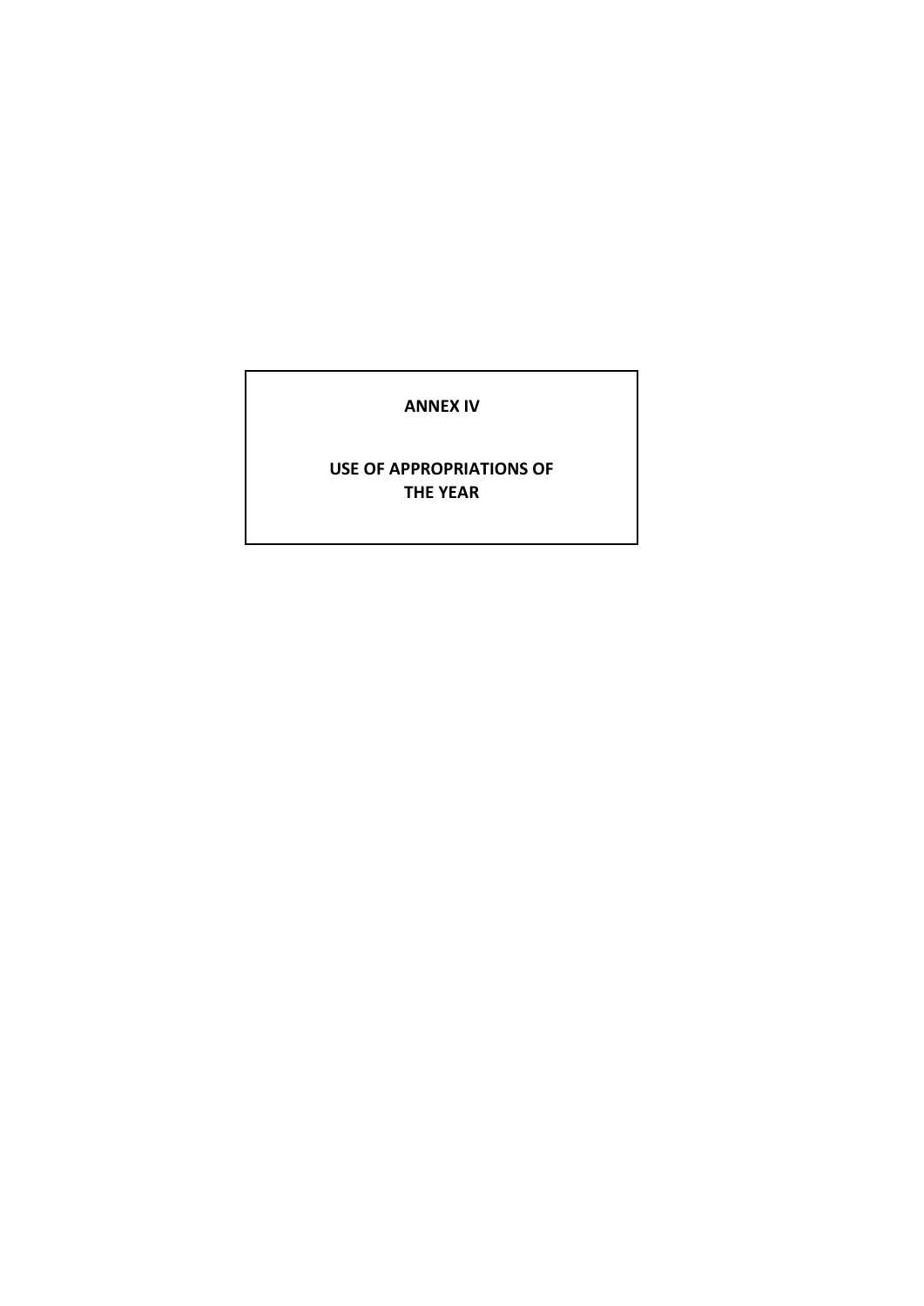# ANNEX IV

## USE OF APPROPRIATIONS OF THE YEAR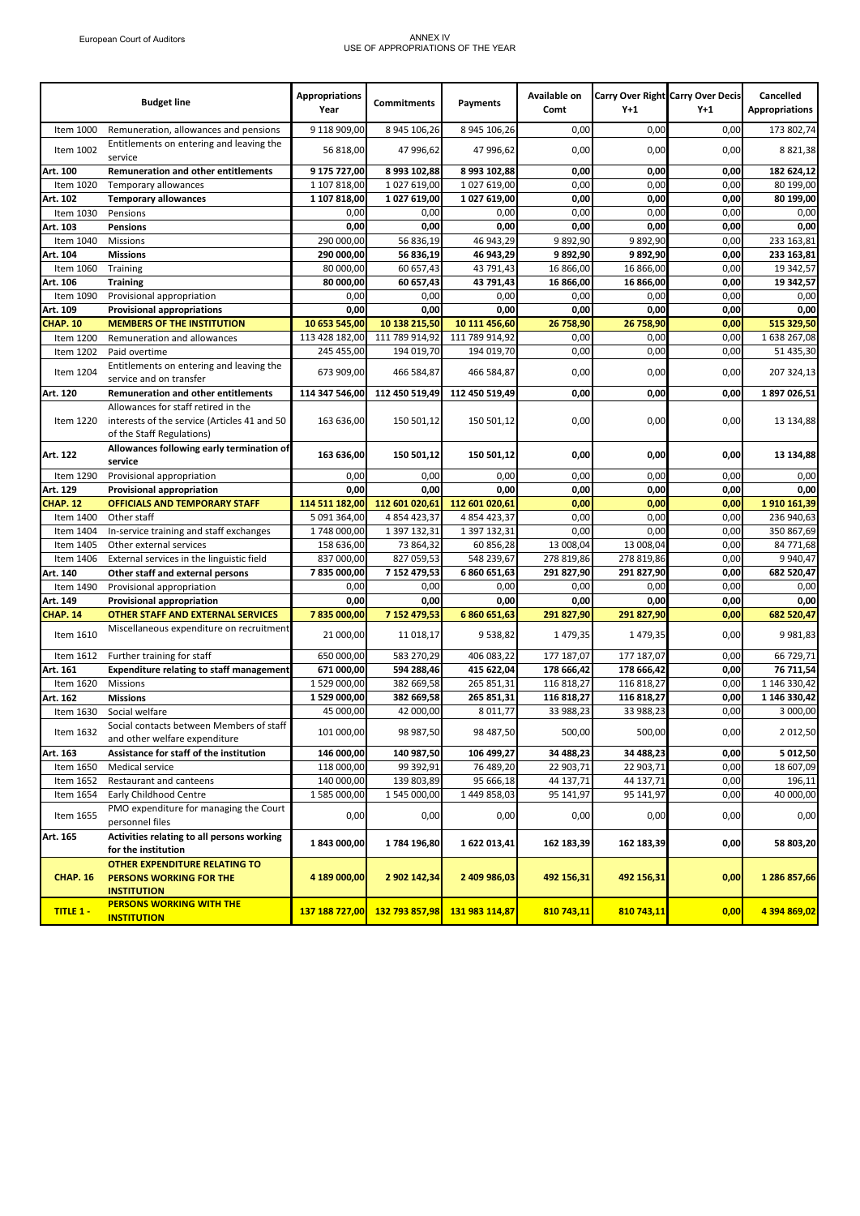# ANNEX IV
## USE OF APPROPRIATIONS OF THE YEAR

| Budget line | | Appropriations Year | Commitments | Payments | Available on Comt | Carry Over Right Y+1 | Carry Over Decis Y+1 | Cancelled Appropriations |
|---|---|---|---|---|---|---|---|---|
| Item 1000 | Remuneration, allowances and pensions | 9 118 909,00 | 8 945 106,26 | 8 945 106,26 | 0,00 | 0,00 | 0,00 | 173 802,74 |
| Item 1002 | Entitlements on entering and leaving the service | 56 818,00 | 47 996,62 | 47 996,62 | 0,00 | 0,00 | 0,00 | 8 821,38 |
| **Art. 100** | **Remuneration and other entitlements** | **9 175 727,00** | **8 993 102,88** | **8 993 102,88** | **0,00** | **0,00** | **0,00** | **182 624,12** |
| Item 1020 | Temporary allowances | 1 107 818,00 | 1 027 619,00 | 1 027 619,00 | 0,00 | 0,00 | 0,00 | 80 199,00 |
| **Art. 102** | **Temporary allowances** | **1 107 818,00** | **1 027 619,00** | **1 027 619,00** | **0,00** | **0,00** | **0,00** | **80 199,00** |
| Item 1030 | Pensions | 0,00 | 0,00 | 0,00 | 0,00 | 0,00 | 0,00 | 0,00 |
| **Art. 103** | **Pensions** | **0,00** | **0,00** | **0,00** | **0,00** | **0,00** | **0,00** | **0,00** |
| Item 1040 | Missions | 290 000,00 | 56 836,19 | 46 943,29 | 9 892,90 | 9 892,90 | 0,00 | 233 163,81 |
| **Art. 104** | **Missions** | **290 000,00** | **56 836,19** | **46 943,29** | **9 892,90** | **9 892,90** | **0,00** | **233 163,81** |
| Item 1060 | Training | 80 000,00 | 60 657,43 | 43 791,43 | 16 866,00 | 16 866,00 | 0,00 | 19 342,57 |
| **Art. 106** | **Training** | **80 000,00** | **60 657,43** | **43 791,43** | **16 866,00** | **16 866,00** | **0,00** | **19 342,57** |
| Item 1090 | Provisional appropriation | 0,00 | 0,00 | 0,00 | 0,00 | 0,00 | 0,00 | 0,00 |
| **Art. 109** | **Provisional appropriations** | **0,00** | **0,00** | **0,00** | **0,00** | **0,00** | **0,00** | **0,00** |
| **CHAP. 10** | **MEMBERS OF THE INSTITUTION** | **10 653 545,00** | **10 138 215,50** | **10 111 456,60** | **26 758,90** | **26 758,90** | **0,00** | **515 329,50** |
| Item 1200 | Remuneration and allowances | 113 428 182,00 | 111 789 914,92 | 111 789 914,92 | 0,00 | 0,00 | 0,00 | 1 638 267,08 |
| Item 1202 | Paid overtime | 245 455,00 | 194 019,70 | 194 019,70 | 0,00 | 0,00 | 0,00 | 51 435,30 |
| Item 1204 | Entitlements on entering and leaving the service and on transfer | 673 909,00 | 466 584,87 | 466 584,87 | 0,00 | 0,00 | 0,00 | 207 324,13 |
| **Art. 120** | **Remuneration and other entitlements** | **114 347 546,00** | **112 450 519,49** | **112 450 519,49** | **0,00** | **0,00** | **0,00** | **1 897 026,51** |
| Item 1220 | Allowances for staff retired in the interests of the service (Articles 41 and 50 of the Staff Regulations) | 163 636,00 | 150 501,12 | 150 501,12 | 0,00 | 0,00 | 0,00 | 13 134,88 |
| **Art. 122** | **Allowances following early termination of service** | **163 636,00** | **150 501,12** | **150 501,12** | **0,00** | **0,00** | **0,00** | **13 134,88** |
| Item 1290 | Provisional appropriation | 0,00 | 0,00 | 0,00 | 0,00 | 0,00 | 0,00 | 0,00 |
| **Art. 129** | **Provisional appropriation** | **0,00** | **0,00** | **0,00** | **0,00** | **0,00** | **0,00** | **0,00** |
| **CHAP. 12** | **OFFICIALS AND TEMPORARY STAFF** | **114 511 182,00** | **112 601 020,61** | **112 601 020,61** | **0,00** | **0,00** | **0,00** | **1 910 161,39** |
| Item 1400 | Other staff | 5 091 364,00 | 4 854 423,37 | 4 854 423,37 | 0,00 | 0,00 | 0,00 | 236 940,63 |
| Item 1404 | In-service training and staff exchanges | 1 748 000,00 | 1 397 132,31 | 1 397 132,31 | 0,00 | 0,00 | 0,00 | 350 867,69 |
| Item 1405 | Other external services | 158 636,00 | 73 864,32 | 60 856,28 | 13 008,04 | 13 008,04 | 0,00 | 84 771,68 |
| Item 1406 | External services in the linguistic field | 837 000,00 | 827 059,53 | 548 239,67 | 278 819,86 | 278 819,86 | 0,00 | 9 940,47 |
| **Art. 140** | **Other staff and external persons** | **7 835 000,00** | **7 152 479,53** | **6 860 651,63** | **291 827,90** | **291 827,90** | **0,00** | **682 520,47** |
| Item 1490 | Provisional appropriation | 0,00 | 0,00 | 0,00 | 0,00 | 0,00 | 0,00 | 0,00 |
| **Art. 149** | **Provisional appropriation** | **0,00** | **0,00** | **0,00** | **0,00** | **0,00** | **0,00** | **0,00** |
| **CHAP. 14** | **OTHER STAFF AND EXTERNAL SERVICES** | **7 835 000,00** | **7 152 479,53** | **6 860 651,63** | **291 827,90** | **291 827,90** | **0,00** | **682 520,47** |
| Item 1610 | Miscellaneous expenditure on recruitment | 21 000,00 | 11 018,17 | 9 538,82 | 1 479,35 | 1 479,35 | 0,00 | 9 981,83 |
| Item 1612 | Further training for staff | 650 000,00 | 583 270,29 | 406 083,22 | 177 187,07 | 177 187,07 | 0,00 | 66 729,71 |
| **Art. 161** | **Expenditure relating to staff management** | **671 000,00** | **594 288,46** | **415 622,04** | **178 666,42** | **178 666,42** | **0,00** | **76 711,54** |
| Item 1620 | Missions | 1 529 000,00 | 382 669,58 | 265 851,31 | 116 818,27 | 116 818,27 | 0,00 | 1 146 330,42 |
| **Art. 162** | **Missions** | **1 529 000,00** | **382 669,58** | **265 851,31** | **116 818,27** | **116 818,27** | **0,00** | **1 146 330,42** |
| Item 1630 | Social welfare | 45 000,00 | 42 000,00 | 8 011,77 | 33 988,23 | 33 988,23 | 0,00 | 3 000,00 |
| Item 1632 | Social contacts between Members of staff and other welfare expenditure | 101 000,00 | 98 987,50 | 98 487,50 | 500,00 | 500,00 | 0,00 | 2 012,50 |
| **Art. 163** | **Assistance for staff of the institution** | **146 000,00** | **140 987,50** | **106 499,27** | **34 488,23** | **34 488,23** | **0,00** | **5 012,50** |
| Item 1650 | Medical service | 118 000,00 | 99 392,91 | 76 489,20 | 22 903,71 | 22 903,71 | 0,00 | 18 607,09 |
| Item 1652 | Restaurant and canteens | 140 000,00 | 139 803,89 | 95 666,18 | 44 137,71 | 44 137,71 | 0,00 | 196,11 |
| Item 1654 | Early Childhood Centre | 1 585 000,00 | 1 545 000,00 | 1 449 858,03 | 95 141,97 | 95 141,97 | 0,00 | 40 000,00 |
| Item 1655 | PMO expenditure for managing the Court personnel files | 0,00 | 0,00 | 0,00 | 0,00 | 0,00 | 0,00 | 0,00 |
| **Art. 165** | **Activities relating to all persons working for the institution** | **1 843 000,00** | **1 784 196,80** | **1 622 013,41** | **162 183,39** | **162 183,39** | **0,00** | **58 803,20** |
| **CHAP. 16** | **OTHER EXPENDITURE RELATING TO PERSONS WORKING FOR THE INSTITUTION** | **4 189 000,00** | **2 902 142,34** | **2 409 986,03** | **492 156,31** | **492 156,31** | **0,00** | **1 286 857,66** |
| **TITLE 1 -** | **PERSONS WORKING WITH THE INSTITUTION** | **137 188 727,00** | **132 793 857,98** | **131 983 114,87** | **810 743,11** | **810 743,11** | **0,00** | **4 394 869,02** |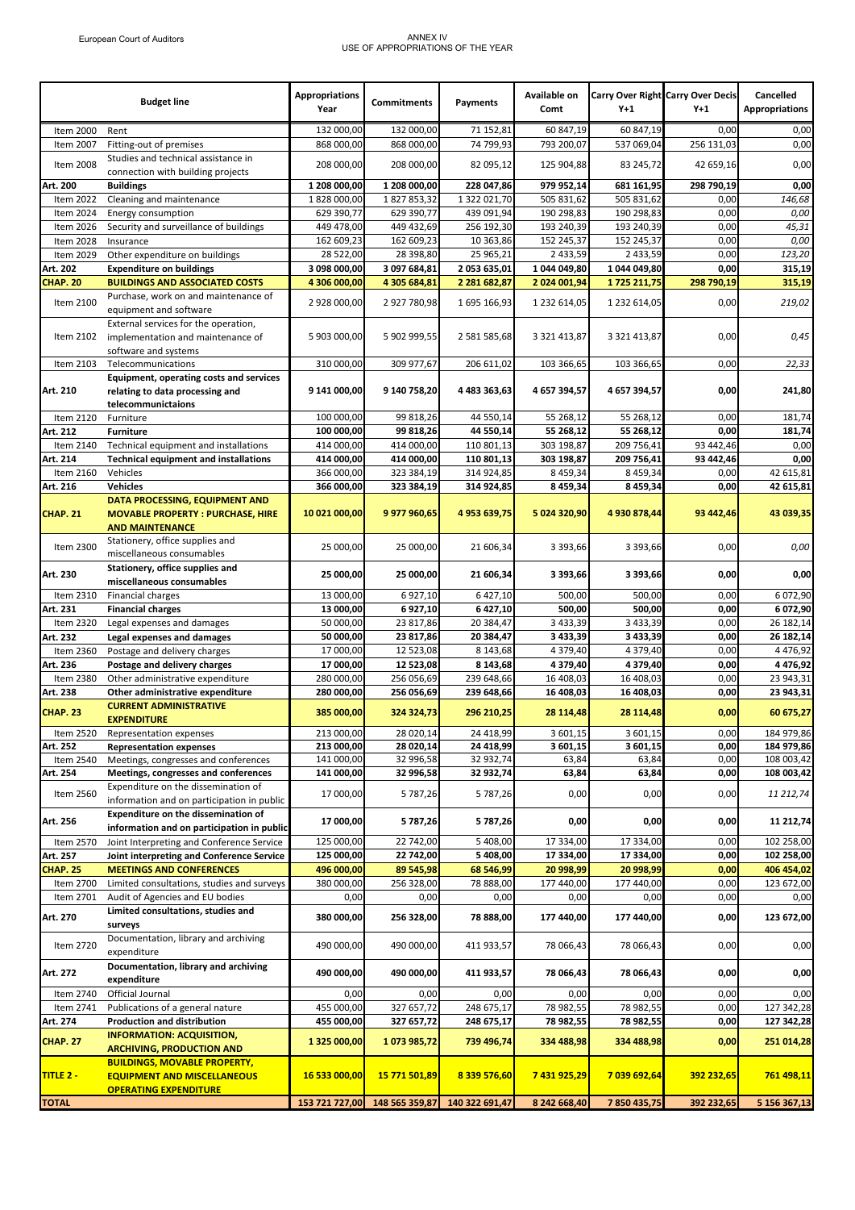# ANNEX IV
## USE OF APPROPRIATIONS OF THE YEAR

| | Budget line | Appropriations Year | Commitments | Payments | Available on Comt | Carry Over Right Y+1 | Carry Over Decis Y+1 | Cancelled Appropriations |
|---|---|---|---|---|---|---|---|---|
| Item 2000 | Rent | 132 000,00 | 132 000,00 | 71 152,81 | 60 847,19 | 60 847,19 | 0,00 | 0,00 |
| Item 2007 | Fitting-out of premises | 868 000,00 | 868 000,00 | 74 799,93 | 793 200,07 | 537 069,04 | 256 131,03 | 0,00 |
| Item 2008 | Studies and technical assistance in connection with building projects | 208 000,00 | 208 000,00 | 82 095,12 | 125 904,88 | 83 245,72 | 42 659,16 | 0,00 |
| **Art. 200** | **Buildings** | **1 208 000,00** | **1 208 000,00** | **228 047,86** | **979 952,14** | **681 161,95** | **298 790,19** | **0,00** |
| Item 2022 | Cleaning and maintenance | 1 828 000,00 | 1 827 853,32 | 1 322 021,70 | 505 831,62 | 505 831,62 | 0,00 | *146,68* |
| Item 2024 | Energy consumption | 629 390,77 | 629 390,77 | 439 091,94 | 190 298,83 | 190 298,83 | 0,00 | *0,00* |
| Item 2026 | Security and surveillance of buildings | 449 478,00 | 449 432,69 | 256 192,30 | 193 240,39 | 193 240,39 | 0,00 | *45,31* |
| Item 2028 | Insurance | 162 609,23 | 162 609,23 | 10 363,86 | 152 245,37 | 152 245,37 | 0,00 | *0,00* |
| Item 2029 | Other expenditure on buildings | 28 522,00 | 28 398,80 | 25 965,21 | 2 433,59 | 2 433,59 | 0,00 | *123,20* |
| **Art. 202** | **Expenditure on buildings** | **3 098 000,00** | **3 097 684,81** | **2 053 635,01** | **1 044 049,80** | **1 044 049,80** | **0,00** | **315,19** |
| **CHAP. 20** | **BUILDINGS AND ASSOCIATED COSTS** | **4 306 000,00** | **4 305 684,81** | **2 281 682,87** | **2 024 001,94** | **1 725 211,75** | **298 790,19** | **315,19** |
| Item 2100 | Purchase, work on and maintenance of equipment and software | 2 928 000,00 | 2 927 780,98 | 1 695 166,93 | 1 232 614,05 | 1 232 614,05 | 0,00 | *219,02* |
| Item 2102 | External services for the operation, implementation and maintenance of software and systems | 5 903 000,00 | 5 902 999,55 | 2 581 585,68 | 3 321 413,87 | 3 321 413,87 | 0,00 | *0,45* |
| Item 2103 | Telecommunications | 310 000,00 | 309 977,67 | 206 611,02 | 103 366,65 | 103 366,65 | 0,00 | *22,33* |
| **Art. 210** | **Equipment, operating costs and services relating to data processing and telecommunictaions** | **9 141 000,00** | **9 140 758,20** | **4 483 363,63** | **4 657 394,57** | **4 657 394,57** | **0,00** | **241,80** |
| Item 2120 | Furniture | 100 000,00 | 99 818,26 | 44 550,14 | 55 268,12 | 55 268,12 | 0,00 | 181,74 |
| **Art. 212** | **Furniture** | **100 000,00** | **99 818,26** | **44 550,14** | **55 268,12** | **55 268,12** | **0,00** | **181,74** |
| Item 2140 | Technical equipment and installations | 414 000,00 | 414 000,00 | 110 801,13 | 303 198,87 | 209 756,41 | 93 442,46 | 0,00 |
| **Art. 214** | **Technical equipment and installations** | **414 000,00** | **414 000,00** | **110 801,13** | **303 198,87** | **209 756,41** | **93 442,46** | **0,00** |
| Item 2160 | Vehicles | 366 000,00 | 323 384,19 | 314 924,85 | 8 459,34 | 8 459,34 | 0,00 | 42 615,81 |
| **Art. 216** | **Vehicles** | **366 000,00** | **323 384,19** | **314 924,85** | **8 459,34** | **8 459,34** | **0,00** | **42 615,81** |
| **CHAP. 21** | **DATA PROCESSING, EQUIPMENT AND MOVABLE PROPERTY : PURCHASE, HIRE AND MAINTENANCE** | **10 021 000,00** | **9 977 960,65** | **4 953 639,75** | **5 024 320,90** | **4 930 878,44** | **93 442,46** | **43 039,35** |
| Item 2300 | Stationery, office supplies and miscellaneous consumables | 25 000,00 | 25 000,00 | 21 606,34 | 3 393,66 | 3 393,66 | 0,00 | *0,00* |
| **Art. 230** | **Stationery, office supplies and miscellaneous consumables** | **25 000,00** | **25 000,00** | **21 606,34** | **3 393,66** | **3 393,66** | **0,00** | **0,00** |
| Item 2310 | Financial charges | 13 000,00 | 6 927,10 | 6 427,10 | 500,00 | 500,00 | 0,00 | 6 072,90 |
| **Art. 231** | **Financial charges** | **13 000,00** | **6 927,10** | **6 427,10** | **500,00** | **500,00** | **0,00** | **6 072,90** |
| Item 2320 | Legal expenses and damages | 50 000,00 | 23 817,86 | 20 384,47 | 3 433,39 | 3 433,39 | 0,00 | 26 182,14 |
| **Art. 232** | **Legal expenses and damages** | **50 000,00** | **23 817,86** | **20 384,47** | **3 433,39** | **3 433,39** | **0,00** | **26 182,14** |
| Item 2360 | Postage and delivery charges | 17 000,00 | 12 523,08 | 8 143,68 | 4 379,40 | 4 379,40 | 0,00 | 4 476,92 |
| **Art. 236** | **Postage and delivery charges** | **17 000,00** | **12 523,08** | **8 143,68** | **4 379,40** | **4 379,40** | **0,00** | **4 476,92** |
| Item 2380 | Other administrative expenditure | 280 000,00 | 256 056,69 | 239 648,66 | 16 408,03 | 16 408,03 | 0,00 | 23 943,31 |
| **Art. 238** | **Other administrative expenditure** | **280 000,00** | **256 056,69** | **239 648,66** | **16 408,03** | **16 408,03** | **0,00** | **23 943,31** |
| **CHAP. 23** | **CURRENT ADMINISTRATIVE EXPENDITURE** | **385 000,00** | **324 324,73** | **296 210,25** | **28 114,48** | **28 114,48** | **0,00** | **60 675,27** |
| Item 2520 | Representation expenses | 213 000,00 | 28 020,14 | 24 418,99 | 3 601,15 | 3 601,15 | 0,00 | 184 979,86 |
| **Art. 252** | **Representation expenses** | **213 000,00** | **28 020,14** | **24 418,99** | **3 601,15** | **3 601,15** | **0,00** | **184 979,86** |
| Item 2540 | Meetings, congresses and conferences | 141 000,00 | 32 996,58 | 32 932,74 | 63,84 | 63,84 | 0,00 | 108 003,42 |
| **Art. 254** | **Meetings, congresses and conferences** | **141 000,00** | **32 996,58** | **32 932,74** | **63,84** | **63,84** | **0,00** | **108 003,42** |
| Item 2560 | Expenditure on the dissemination of information and on participation in public | 17 000,00 | 5 787,26 | 5 787,26 | 0,00 | 0,00 | 0,00 | *11 212,74* |
| **Art. 256** | **Expenditure on the dissemination of information and on participation in public** | **17 000,00** | **5 787,26** | **5 787,26** | **0,00** | **0,00** | **0,00** | **11 212,74** |
| Item 2570 | Joint Interpreting and Conference Service | 125 000,00 | 22 742,00 | 5 408,00 | 17 334,00 | 17 334,00 | 0,00 | 102 258,00 |
| **Art. 257** | **Joint Interpreting and Conference Service** | **125 000,00** | **22 742,00** | **5 408,00** | **17 334,00** | **17 334,00** | **0,00** | **102 258,00** |
| **CHAP. 25** | **MEETINGS AND CONFERENCES** | **496 000,00** | **89 545,98** | **68 546,99** | **20 998,99** | **20 998,99** | **0,00** | **406 454,02** |
| Item 2700 | Limited consultations, studies and surveys | 380 000,00 | 256 328,00 | 78 888,00 | 177 440,00 | 177 440,00 | 0,00 | 123 672,00 |
| Item 2701 | Audit of Agencies and EU bodies | 0,00 | 0,00 | 0,00 | 0,00 | 0,00 | 0,00 | 0,00 |
| **Art. 270** | **Limited consultations, studies and surveys** | **380 000,00** | **256 328,00** | **78 888,00** | **177 440,00** | **177 440,00** | **0,00** | **123 672,00** |
| Item 2720 | Documentation, library and archiving expenditure | 490 000,00 | 490 000,00 | 411 933,57 | 78 066,43 | 78 066,43 | 0,00 | 0,00 |
| **Art. 272** | **Documentation, library and archiving expenditure** | **490 000,00** | **490 000,00** | **411 933,57** | **78 066,43** | **78 066,43** | **0,00** | **0,00** |
| Item 2740 | Official Journal | 0,00 | 0,00 | 0,00 | 0,00 | 0,00 | 0,00 | 0,00 |
| Item 2741 | Publications of a general nature | 455 000,00 | 327 657,72 | 248 675,17 | 78 982,55 | 78 982,55 | 0,00 | 127 342,28 |
| **Art. 274** | **Production and distribution** | **455 000,00** | **327 657,72** | **248 675,17** | **78 982,55** | **78 982,55** | **0,00** | **127 342,28** |
| **CHAP. 27** | **INFORMATION: ACQUISITION, ARCHIVING, PRODUCTION AND** | **1 325 000,00** | **1 073 985,72** | **739 496,74** | **334 488,98** | **334 488,98** | **0,00** | **251 014,28** |
| **TITLE 2 -** | **BUILDINGS, MOVABLE PROPERTY, EQUIPMENT AND MISCELLANEOUS OPERATING EXPENDITURE** | **16 533 000,00** | **15 771 501,89** | **8 339 576,60** | **7 431 925,29** | **7 039 692,64** | **392 232,65** | **761 498,11** |
| **TOTAL** | | **153 721 727,00** | **148 565 359,87** | **140 322 691,47** | **8 242 668,40** | **7 850 435,75** | **392 232,65** | **5 156 367,13** |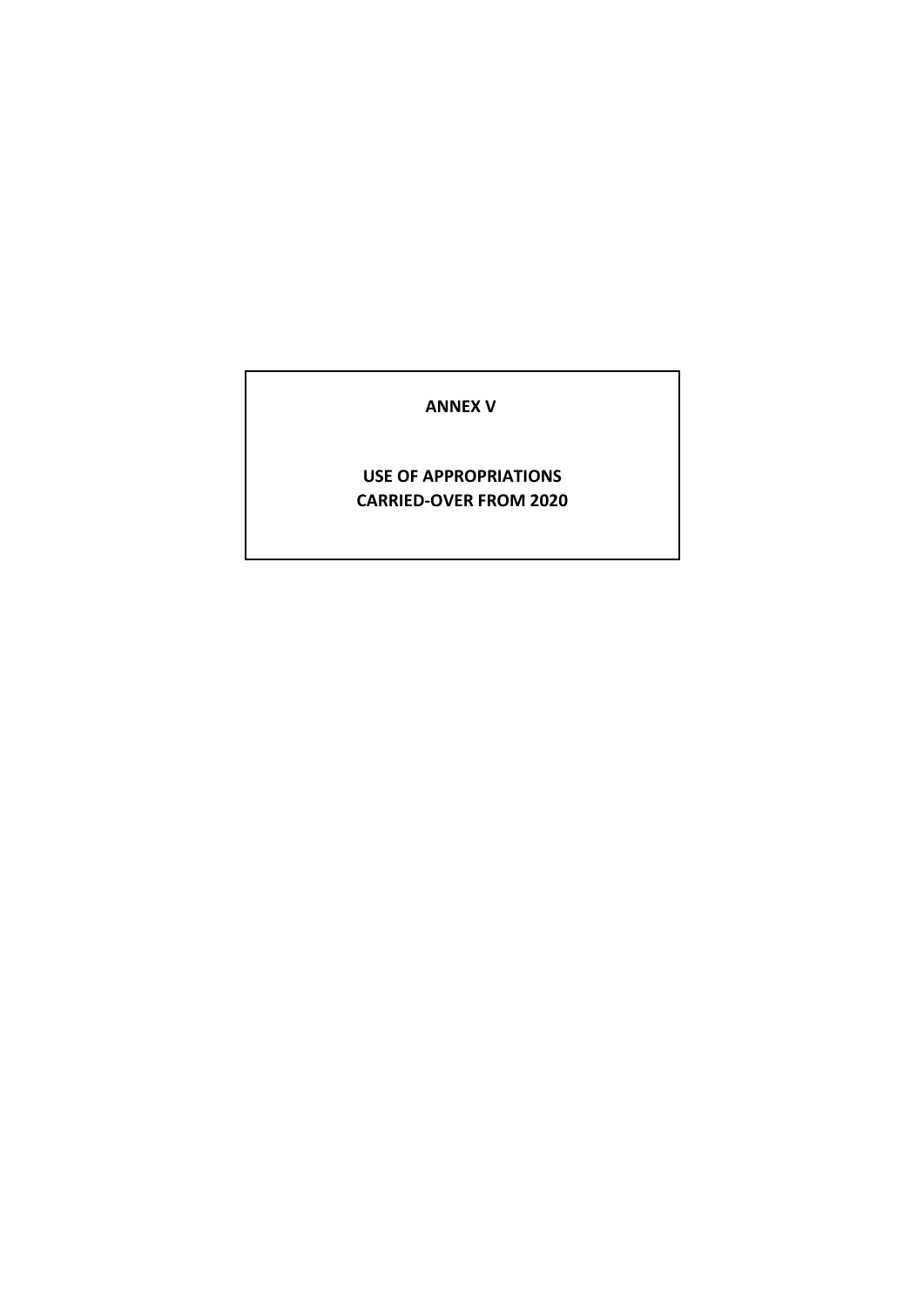# ANNEX V

## USE OF APPROPRIATIONS CARRIED-OVER FROM 2020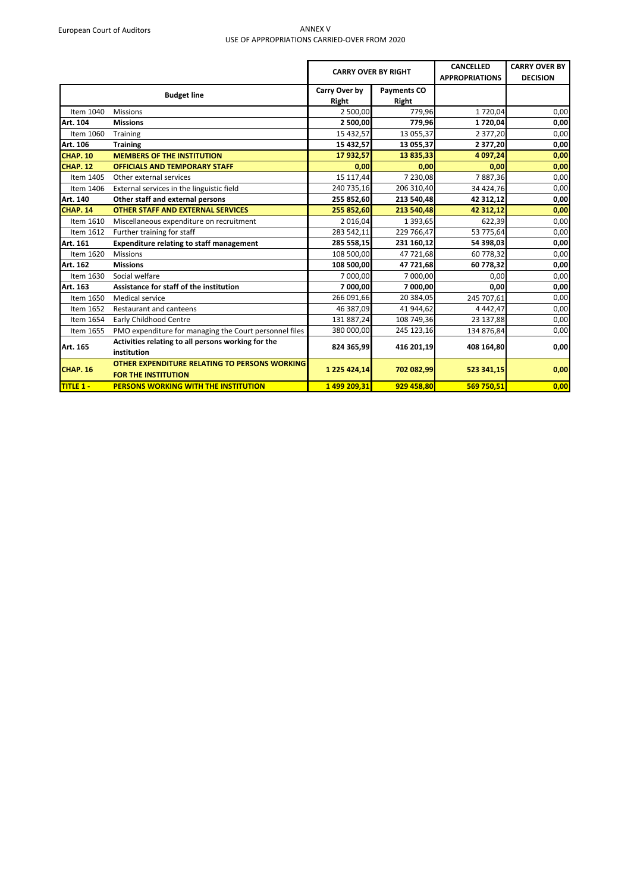European Court of Auditors

# ANNEX V
## USE OF APPROPRIATIONS CARRIED-OVER FROM 2020

| | | CARRY OVER BY RIGHT | | CANCELLED APPROPRIATIONS | CARRY OVER BY DECISION |
|---|---|---|---|---|---|
| Budget line | | Carry Over by Right | Payments CO Right | | |
| Item 1040 | Missions | 2 500,00 | 779,96 | 1 720,04 | 0,00 |
| **Art. 104** | **Missions** | **2 500,00** | **779,96** | **1 720,04** | **0,00** |
| Item 1060 | Training | 15 432,57 | 13 055,37 | 2 377,20 | 0,00 |
| **Art. 106** | **Training** | **15 432,57** | **13 055,37** | **2 377,20** | **0,00** |
| **CHAP. 10** | **MEMBERS OF THE INSTITUTION** | **17 932,57** | **13 835,33** | **4 097,24** | **0,00** |
| **CHAP. 12** | **OFFICIALS AND TEMPORARY STAFF** | **0,00** | **0,00** | **0,00** | **0,00** |
| Item 1405 | Other external services | 15 117,44 | 7 230,08 | 7 887,36 | 0,00 |
| Item 1406 | External services in the linguistic field | 240 735,16 | 206 310,40 | 34 424,76 | 0,00 |
| **Art. 140** | **Other staff and external persons** | **255 852,60** | **213 540,48** | **42 312,12** | **0,00** |
| **CHAP. 14** | **OTHER STAFF AND EXTERNAL SERVICES** | **255 852,60** | **213 540,48** | **42 312,12** | **0,00** |
| Item 1610 | Miscellaneous expenditure on recruitment | 2 016,04 | 1 393,65 | 622,39 | 0,00 |
| Item 1612 | Further training for staff | 283 542,11 | 229 766,47 | 53 775,64 | 0,00 |
| **Art. 161** | **Expenditure relating to staff management** | **285 558,15** | **231 160,12** | **54 398,03** | **0,00** |
| Item 1620 | Missions | 108 500,00 | 47 721,68 | 60 778,32 | 0,00 |
| **Art. 162** | **Missions** | **108 500,00** | **47 721,68** | **60 778,32** | **0,00** |
| Item 1630 | Social welfare | 7 000,00 | 7 000,00 | 0,00 | 0,00 |
| **Art. 163** | **Assistance for staff of the institution** | **7 000,00** | **7 000,00** | **0,00** | **0,00** |
| Item 1650 | Medical service | 266 091,66 | 20 384,05 | 245 707,61 | 0,00 |
| Item 1652 | Restaurant and canteens | 46 387,09 | 41 944,62 | 4 442,47 | 0,00 |
| Item 1654 | Early Childhood Centre | 131 887,24 | 108 749,36 | 23 137,88 | 0,00 |
| Item 1655 | PMO expenditure for managing the Court personnel files | 380 000,00 | 245 123,16 | 134 876,84 | 0,00 |
| **Art. 165** | **Activities relating to all persons working for the institution** | **824 365,99** | **416 201,19** | **408 164,80** | **0,00** |
| **CHAP. 16** | **OTHER EXPENDITURE RELATING TO PERSONS WORKING FOR THE INSTITUTION** | **1 225 424,14** | **702 082,99** | **523 341,15** | **0,00** |
| **TITLE 1 -** | **PERSONS WORKING WITH THE INSTITUTION** | **1 499 209,31** | **929 458,80** | **569 750,51** | **0,00** |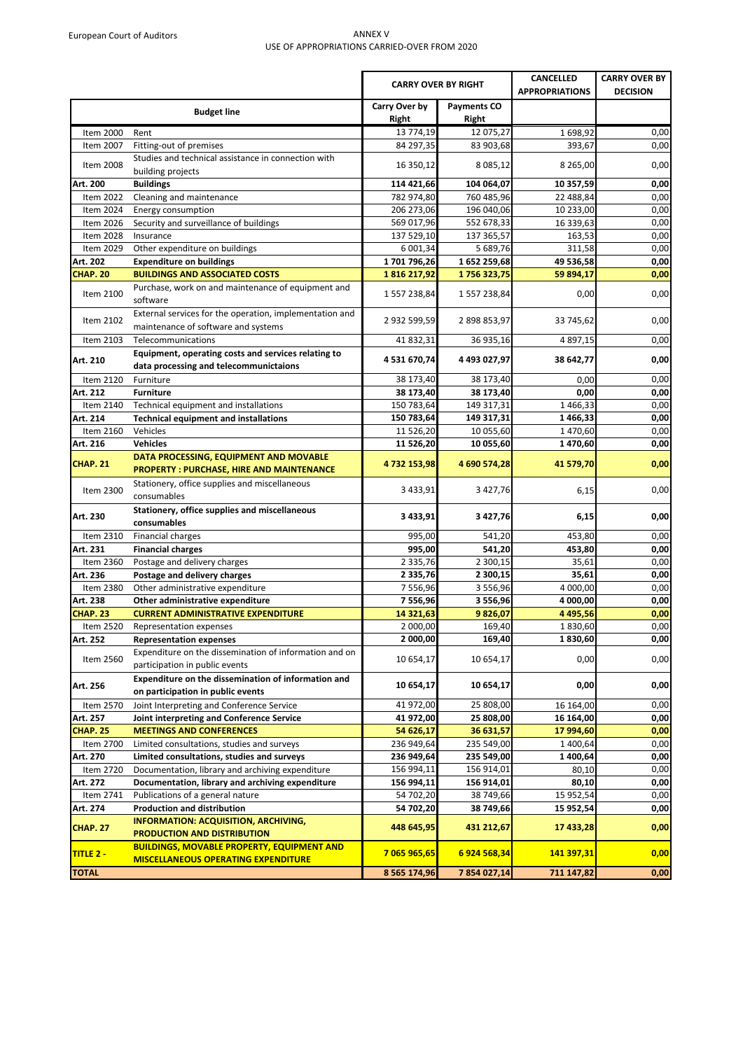European Court of Auditors

ANNEX V
USE OF APPROPRIATIONS CARRIED-OVER FROM 2020

| Budget line | | CARRY OVER BY RIGHT | | CANCELLED APPROPRIATIONS | CARRY OVER BY DECISION |
|---|---|---|---|---|---|
| | | Carry Over by Right | Payments CO Right | | |
| Item 2000 | Rent | 13 774,19 | 12 075,27 | 1 698,92 | 0,00 |
| Item 2007 | Fitting-out of premises | 84 297,35 | 83 903,68 | 393,67 | 0,00 |
| Item 2008 | Studies and technical assistance in connection with building projects | 16 350,12 | 8 085,12 | 8 265,00 | 0,00 |
| **Art. 200** | **Buildings** | **114 421,66** | **104 064,07** | **10 357,59** | **0,00** |
| Item 2022 | Cleaning and maintenance | 782 974,80 | 760 485,96 | 22 488,84 | 0,00 |
| Item 2024 | Energy consumption | 206 273,06 | 196 040,06 | 10 233,00 | 0,00 |
| Item 2026 | Security and surveillance of buildings | 569 017,96 | 552 678,33 | 16 339,63 | 0,00 |
| Item 2028 | Insurance | 137 529,10 | 137 365,57 | 163,53 | 0,00 |
| Item 2029 | Other expenditure on buildings | 6 001,34 | 5 689,76 | 311,58 | 0,00 |
| **Art. 202** | **Expenditure on buildings** | **1 701 796,26** | **1 652 259,68** | **49 536,58** | **0,00** |
| **CHAP. 20** | **BUILDINGS AND ASSOCIATED COSTS** | **1 816 217,92** | **1 756 323,75** | **59 894,17** | **0,00** |
| Item 2100 | Purchase, work on and maintenance of equipment and software | 1 557 238,84 | 1 557 238,84 | 0,00 | 0,00 |
| Item 2102 | External services for the operation, implementation and maintenance of software and systems | 2 932 599,59 | 2 898 853,97 | 33 745,62 | 0,00 |
| Item 2103 | Telecommunications | 41 832,31 | 36 935,16 | 4 897,15 | 0,00 |
| **Art. 210** | **Equipment, operating costs and services relating to data processing and telecommunictaions** | **4 531 670,74** | **4 493 027,97** | **38 642,77** | **0,00** |
| Item 2120 | Furniture | 38 173,40 | 38 173,40 | 0,00 | 0,00 |
| **Art. 212** | **Furniture** | **38 173,40** | **38 173,40** | **0,00** | **0,00** |
| Item 2140 | Technical equipment and installations | 150 783,64 | 149 317,31 | 1 466,33 | 0,00 |
| **Art. 214** | **Technical equipment and installations** | **150 783,64** | **149 317,31** | **1 466,33** | **0,00** |
| Item 2160 | Vehicles | 11 526,20 | 10 055,60 | 1 470,60 | 0,00 |
| **Art. 216** | **Vehicles** | **11 526,20** | **10 055,60** | **1 470,60** | **0,00** |
| **CHAP. 21** | **DATA PROCESSING, EQUIPMENT AND MOVABLE PROPERTY : PURCHASE, HIRE AND MAINTENANCE** | **4 732 153,98** | **4 690 574,28** | **41 579,70** | **0,00** |
| Item 2300 | Stationery, office supplies and miscellaneous consumables | 3 433,91 | 3 427,76 | 6,15 | 0,00 |
| **Art. 230** | **Stationery, office supplies and miscellaneous consumables** | **3 433,91** | **3 427,76** | **6,15** | **0,00** |
| Item 2310 | Financial charges | 995,00 | 541,20 | 453,80 | 0,00 |
| **Art. 231** | **Financial charges** | **995,00** | **541,20** | **453,80** | **0,00** |
| Item 2360 | Postage and delivery charges | 2 335,76 | 2 300,15 | 35,61 | 0,00 |
| **Art. 236** | **Postage and delivery charges** | **2 335,76** | **2 300,15** | **35,61** | **0,00** |
| Item 2380 | Other administrative expenditure | 7 556,96 | 3 556,96 | 4 000,00 | 0,00 |
| **Art. 238** | **Other administrative expenditure** | **7 556,96** | **3 556,96** | **4 000,00** | **0,00** |
| **CHAP. 23** | **CURRENT ADMINISTRATIVE EXPENDITURE** | **14 321,63** | **9 826,07** | **4 495,56** | **0,00** |
| Item 2520 | Representation expenses | 2 000,00 | 169,40 | 1 830,60 | 0,00 |
| **Art. 252** | **Representation expenses** | **2 000,00** | **169,40** | **1 830,60** | **0,00** |
| Item 2560 | Expenditure on the dissemination of information and on participation in public events | 10 654,17 | 10 654,17 | 0,00 | 0,00 |
| **Art. 256** | **Expenditure on the dissemination of information and on participation in public events** | **10 654,17** | **10 654,17** | **0,00** | **0,00** |
| Item 2570 | Joint Interpreting and Conference Service | 41 972,00 | 25 808,00 | 16 164,00 | 0,00 |
| **Art. 257** | **Joint interpreting and Conference Service** | **41 972,00** | **25 808,00** | **16 164,00** | **0,00** |
| **CHAP. 25** | **MEETINGS AND CONFERENCES** | **54 626,17** | **36 631,57** | **17 994,60** | **0,00** |
| Item 2700 | Limited consultations, studies and surveys | 236 949,64 | 235 549,00 | 1 400,64 | 0,00 |
| **Art. 270** | **Limited consultations, studies and surveys** | **236 949,64** | **235 549,00** | **1 400,64** | **0,00** |
| Item 2720 | Documentation, library and archiving expenditure | 156 994,11 | 156 914,01 | 80,10 | 0,00 |
| **Art. 272** | **Documentation, library and archiving expenditure** | **156 994,11** | **156 914,01** | **80,10** | **0,00** |
| Item 2741 | Publications of a general nature | 54 702,20 | 38 749,66 | 15 952,54 | 0,00 |
| **Art. 274** | **Production and distribution** | **54 702,20** | **38 749,66** | **15 952,54** | **0,00** |
| **CHAP. 27** | **INFORMATION: ACQUISITION, ARCHIVING, PRODUCTION AND DISTRIBUTION** | **448 645,95** | **431 212,67** | **17 433,28** | **0,00** |
| **TITLE 2 -** | **BUILDINGS, MOVABLE PROPERTY, EQUIPMENT AND MISCELLANEOUS OPERATING EXPENDITURE** | **7 065 965,65** | **6 924 568,34** | **141 397,31** | **0,00** |
| **TOTAL** | | **8 565 174,96** | **7 854 027,14** | **711 147,82** | **0,00** |